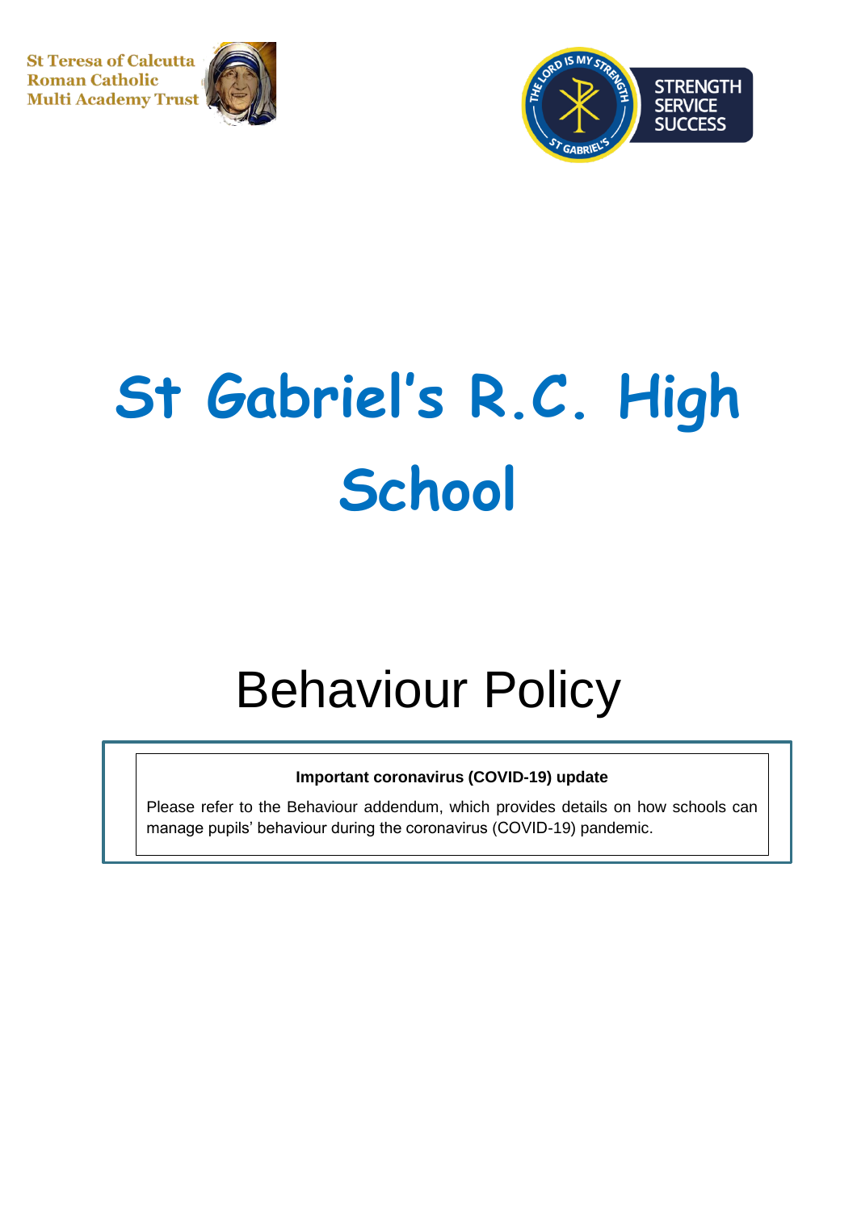St Teresa of Calcutta
Roman Catholic
Multi Academy Trust

STRENGTH
SERVICE
SUCCESS

# St Gabriel's R.C. High School

# Behaviour Policy

**Important coronavirus (COVID-19) update**

Please refer to the Behaviour addendum, which provides details on how schools can manage pupils' behaviour during the coronavirus (COVID-19) pandemic.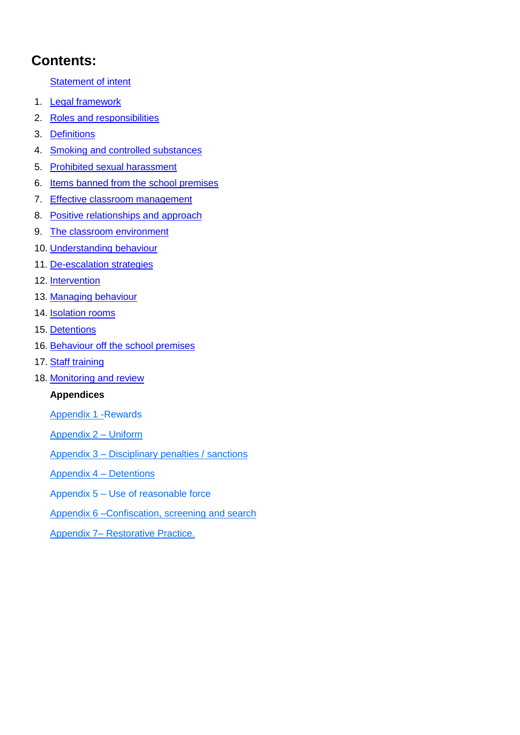# Contents:

Statement of intent

1. Legal framework
2. Roles and responsibilities
3. Definitions
4. Smoking and controlled substances
5. Prohibited sexual harassment
6. Items banned from the school premises
7. Effective classroom management
8. Positive relationships and approach
9. The classroom environment
10. Understanding behaviour
11. De-escalation strategies
12. Intervention
13. Managing behaviour
14. Isolation rooms
15. Detentions
16. Behaviour off the school premises
17. Staff training
18. Monitoring and review

**Appendices**

Appendix 1 -Rewards

Appendix 2 – Uniform

Appendix 3 – Disciplinary penalties / sanctions

Appendix 4 – Detentions

Appendix 5 – Use of reasonable force

Appendix 6 –Confiscation, screening and search

Appendix 7– Restorative Practice.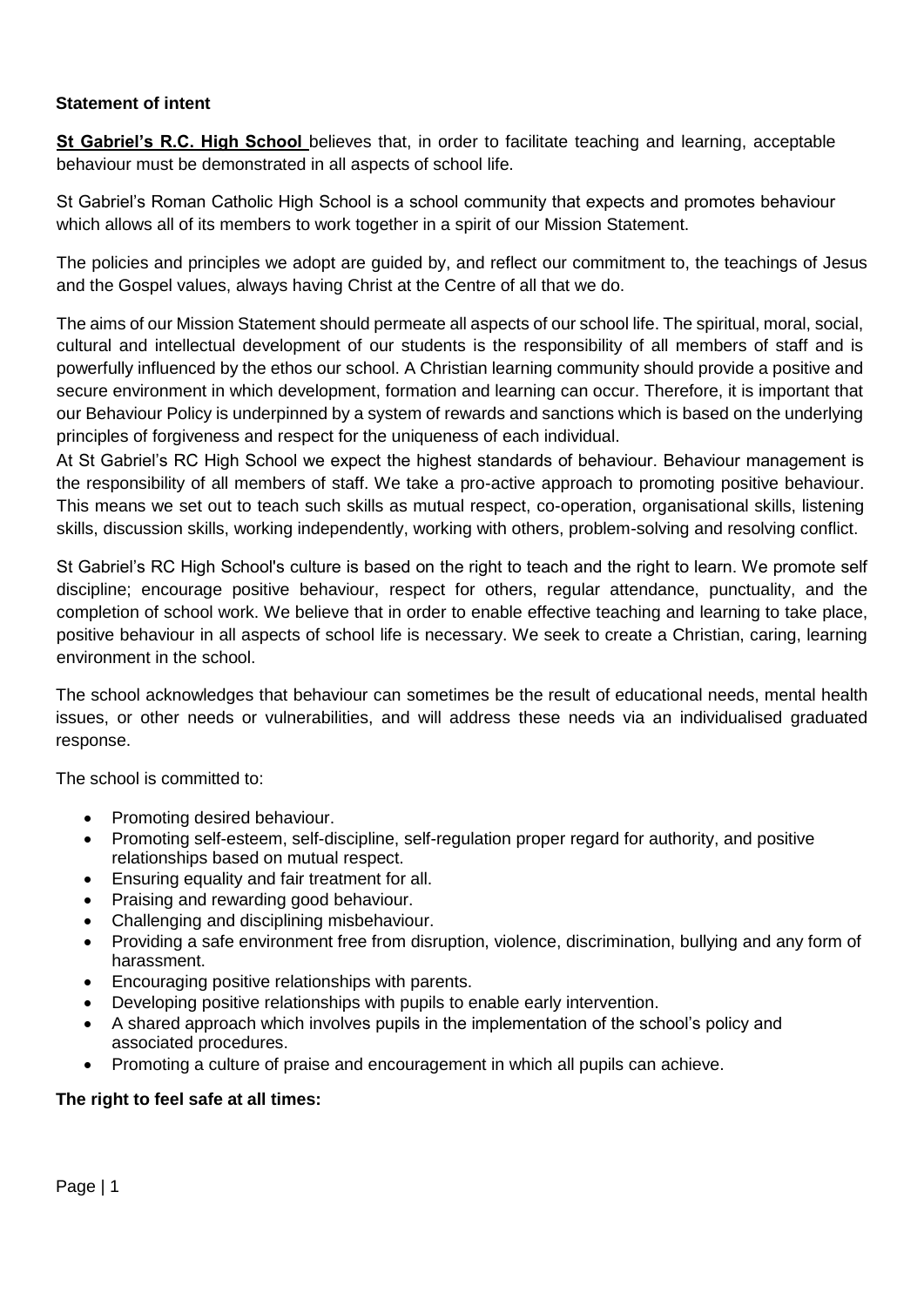**Statement of intent**

**St Gabriel's R.C. High School** believes that, in order to facilitate teaching and learning, acceptable behaviour must be demonstrated in all aspects of school life.

St Gabriel's Roman Catholic High School is a school community that expects and promotes behaviour which allows all of its members to work together in a spirit of our Mission Statement.

The policies and principles we adopt are guided by, and reflect our commitment to, the teachings of Jesus and the Gospel values, always having Christ at the Centre of all that we do.

The aims of our Mission Statement should permeate all aspects of our school life. The spiritual, moral, social, cultural and intellectual development of our students is the responsibility of all members of staff and is powerfully influenced by the ethos our school. A Christian learning community should provide a positive and secure environment in which development, formation and learning can occur. Therefore, it is important that our Behaviour Policy is underpinned by a system of rewards and sanctions which is based on the underlying principles of forgiveness and respect for the uniqueness of each individual.

At St Gabriel's RC High School we expect the highest standards of behaviour. Behaviour management is the responsibility of all members of staff. We take a pro-active approach to promoting positive behaviour. This means we set out to teach such skills as mutual respect, co-operation, organisational skills, listening skills, discussion skills, working independently, working with others, problem-solving and resolving conflict.

St Gabriel's RC High School's culture is based on the right to teach and the right to learn. We promote self discipline; encourage positive behaviour, respect for others, regular attendance, punctuality, and the completion of school work. We believe that in order to enable effective teaching and learning to take place, positive behaviour in all aspects of school life is necessary. We seek to create a Christian, caring, learning environment in the school.

The school acknowledges that behaviour can sometimes be the result of educational needs, mental health issues, or other needs or vulnerabilities, and will address these needs via an individualised graduated response.

The school is committed to:

- Promoting desired behaviour.
- Promoting self-esteem, self-discipline, self-regulation proper regard for authority, and positive relationships based on mutual respect.
- Ensuring equality and fair treatment for all.
- Praising and rewarding good behaviour.
- Challenging and disciplining misbehaviour.
- Providing a safe environment free from disruption, violence, discrimination, bullying and any form of harassment.
- Encouraging positive relationships with parents.
- Developing positive relationships with pupils to enable early intervention.
- A shared approach which involves pupils in the implementation of the school's policy and associated procedures.
- Promoting a culture of praise and encouragement in which all pupils can achieve.

**The right to feel safe at all times:**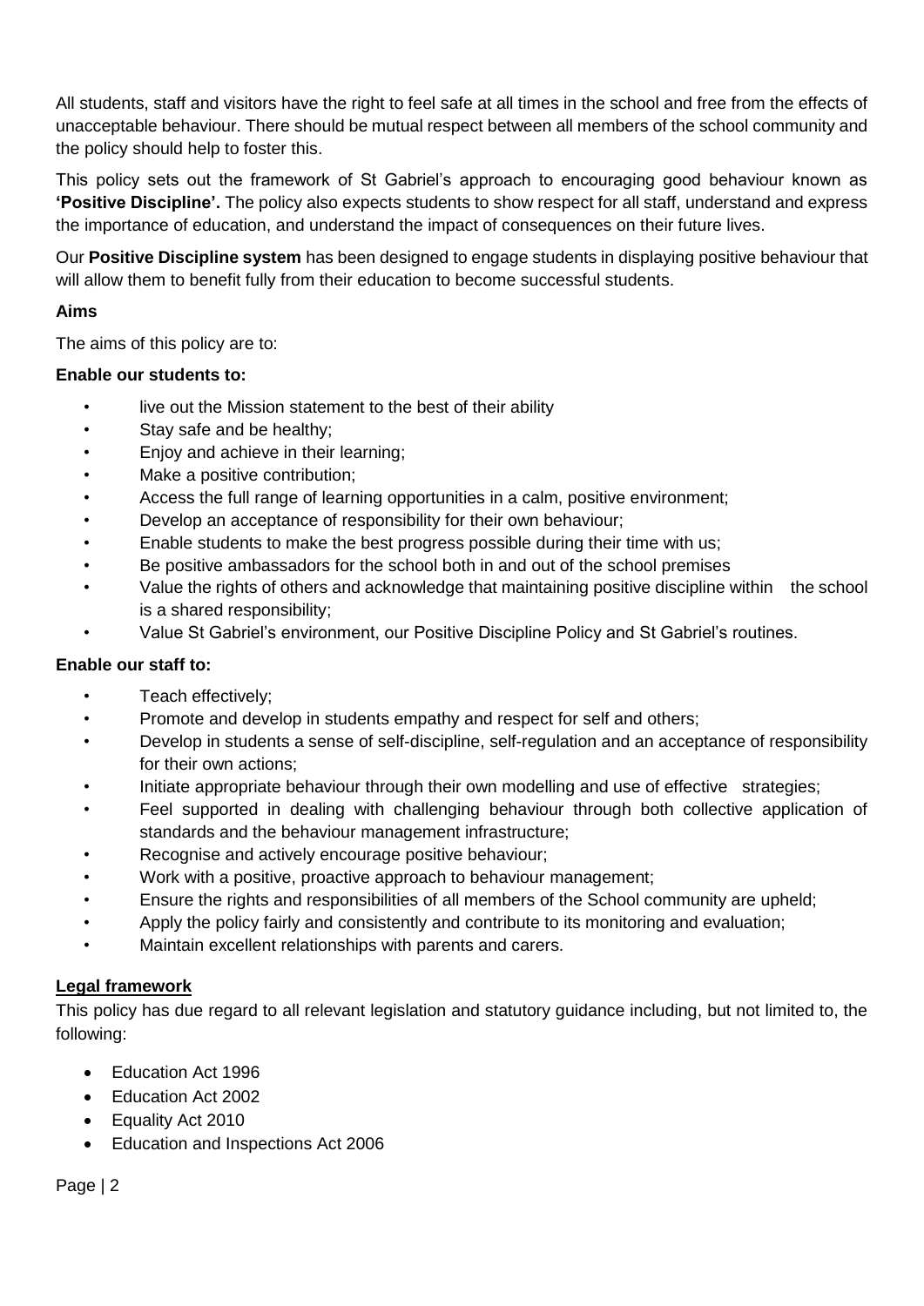All students, staff and visitors have the right to feel safe at all times in the school and free from the effects of unacceptable behaviour. There should be mutual respect between all members of the school community and the policy should help to foster this.

This policy sets out the framework of St Gabriel's approach to encouraging good behaviour known as **'Positive Discipline'.** The policy also expects students to show respect for all staff, understand and express the importance of education, and understand the impact of consequences on their future lives.

Our **Positive Discipline system** has been designed to engage students in displaying positive behaviour that will allow them to benefit fully from their education to become successful students.

**Aims**

The aims of this policy are to:

**Enable our students to:**

- live out the Mission statement to the best of their ability
- Stay safe and be healthy;
- Enjoy and achieve in their learning;
- Make a positive contribution;
- Access the full range of learning opportunities in a calm, positive environment;
- Develop an acceptance of responsibility for their own behaviour;
- Enable students to make the best progress possible during their time with us;
- Be positive ambassadors for the school both in and out of the school premises
- Value the rights of others and acknowledge that maintaining positive discipline within the school is a shared responsibility;
- Value St Gabriel's environment, our Positive Discipline Policy and St Gabriel's routines.

**Enable our staff to:**

- Teach effectively;
- Promote and develop in students empathy and respect for self and others;
- Develop in students a sense of self-discipline, self-regulation and an acceptance of responsibility for their own actions;
- Initiate appropriate behaviour through their own modelling and use of effective strategies;
- Feel supported in dealing with challenging behaviour through both collective application of standards and the behaviour management infrastructure;
- Recognise and actively encourage positive behaviour;
- Work with a positive, proactive approach to behaviour management;
- Ensure the rights and responsibilities of all members of the School community are upheld;
- Apply the policy fairly and consistently and contribute to its monitoring and evaluation;
- Maintain excellent relationships with parents and carers.

**Legal framework**

This policy has due regard to all relevant legislation and statutory guidance including, but not limited to, the following:

- Education Act 1996
- Education Act 2002
- Equality Act 2010
- Education and Inspections Act 2006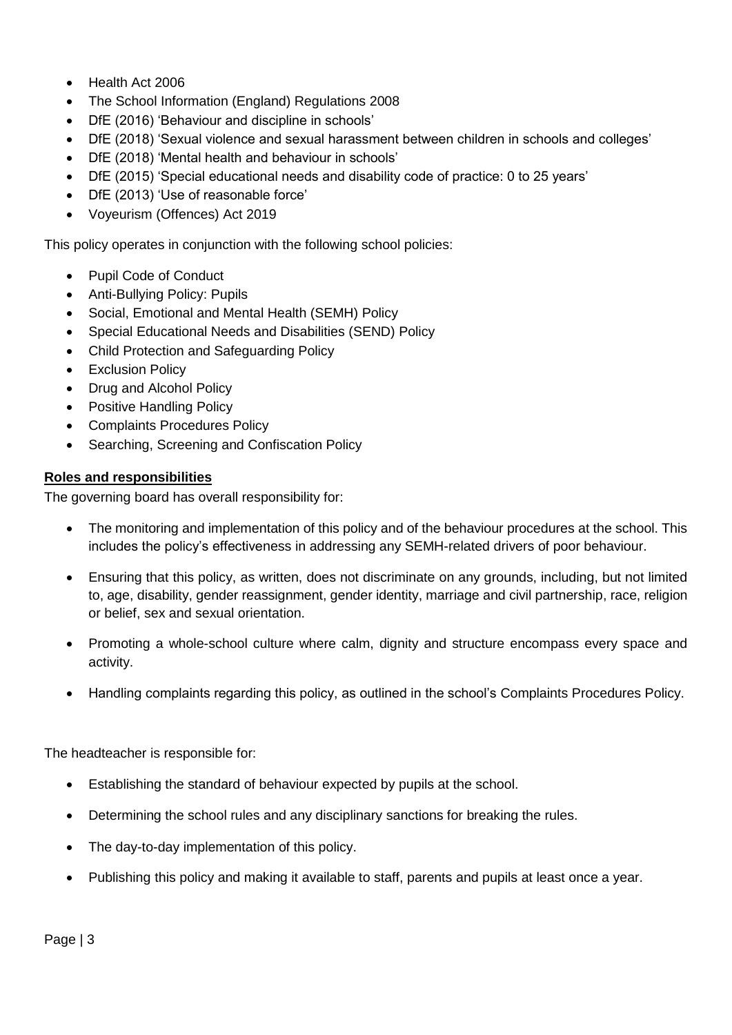- Health Act 2006
- The School Information (England) Regulations 2008
- DfE (2016) 'Behaviour and discipline in schools'
- DfE (2018) 'Sexual violence and sexual harassment between children in schools and colleges'
- DfE (2018) 'Mental health and behaviour in schools'
- DfE (2015) 'Special educational needs and disability code of practice: 0 to 25 years'
- DfE (2013) 'Use of reasonable force'
- Voyeurism (Offences) Act 2019

This policy operates in conjunction with the following school policies:

- Pupil Code of Conduct
- Anti-Bullying Policy: Pupils
- Social, Emotional and Mental Health (SEMH) Policy
- Special Educational Needs and Disabilities (SEND) Policy
- Child Protection and Safeguarding Policy
- Exclusion Policy
- Drug and Alcohol Policy
- Positive Handling Policy
- Complaints Procedures Policy
- Searching, Screening and Confiscation Policy

## Roles and responsibilities

The governing board has overall responsibility for:

- The monitoring and implementation of this policy and of the behaviour procedures at the school. This includes the policy's effectiveness in addressing any SEMH-related drivers of poor behaviour.
- Ensuring that this policy, as written, does not discriminate on any grounds, including, but not limited to, age, disability, gender reassignment, gender identity, marriage and civil partnership, race, religion or belief, sex and sexual orientation.
- Promoting a whole-school culture where calm, dignity and structure encompass every space and activity.
- Handling complaints regarding this policy, as outlined in the school's Complaints Procedures Policy.

The headteacher is responsible for:

- Establishing the standard of behaviour expected by pupils at the school.
- Determining the school rules and any disciplinary sanctions for breaking the rules.
- The day-to-day implementation of this policy.
- Publishing this policy and making it available to staff, parents and pupils at least once a year.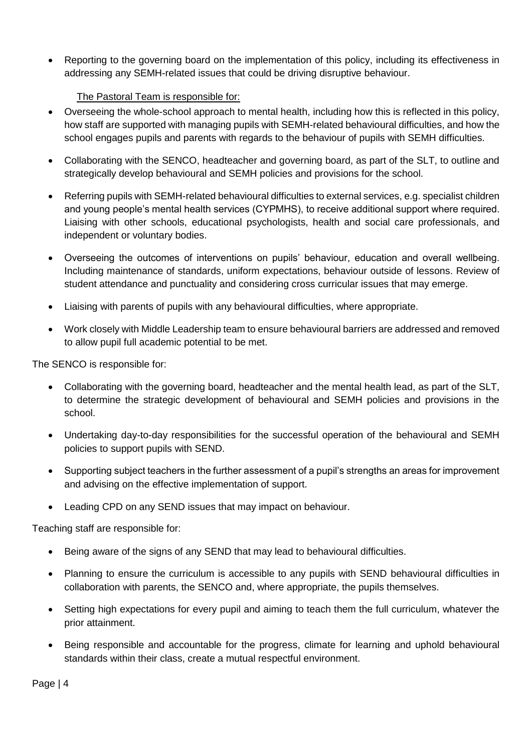- Reporting to the governing board on the implementation of this policy, including its effectiveness in addressing any SEMH-related issues that could be driving disruptive behaviour.

The Pastoral Team is responsible for:

- Overseeing the whole-school approach to mental health, including how this is reflected in this policy, how staff are supported with managing pupils with SEMH-related behavioural difficulties, and how the school engages pupils and parents with regards to the behaviour of pupils with SEMH difficulties.
- Collaborating with the SENCO, headteacher and governing board, as part of the SLT, to outline and strategically develop behavioural and SEMH policies and provisions for the school.
- Referring pupils with SEMH-related behavioural difficulties to external services, e.g. specialist children and young people's mental health services (CYPMHS), to receive additional support where required. Liaising with other schools, educational psychologists, health and social care professionals, and independent or voluntary bodies.
- Overseeing the outcomes of interventions on pupils' behaviour, education and overall wellbeing. Including maintenance of standards, uniform expectations, behaviour outside of lessons. Review of student attendance and punctuality and considering cross curricular issues that may emerge.
- Liaising with parents of pupils with any behavioural difficulties, where appropriate.
- Work closely with Middle Leadership team to ensure behavioural barriers are addressed and removed to allow pupil full academic potential to be met.

The SENCO is responsible for:

- Collaborating with the governing board, headteacher and the mental health lead, as part of the SLT, to determine the strategic development of behavioural and SEMH policies and provisions in the school.
- Undertaking day-to-day responsibilities for the successful operation of the behavioural and SEMH policies to support pupils with SEND.
- Supporting subject teachers in the further assessment of a pupil's strengths an areas for improvement and advising on the effective implementation of support.
- Leading CPD on any SEND issues that may impact on behaviour.

Teaching staff are responsible for:

- Being aware of the signs of any SEND that may lead to behavioural difficulties.
- Planning to ensure the curriculum is accessible to any pupils with SEND behavioural difficulties in collaboration with parents, the SENCO and, where appropriate, the pupils themselves.
- Setting high expectations for every pupil and aiming to teach them the full curriculum, whatever the prior attainment.
- Being responsible and accountable for the progress, climate for learning and uphold behavioural standards within their class, create a mutual respectful environment.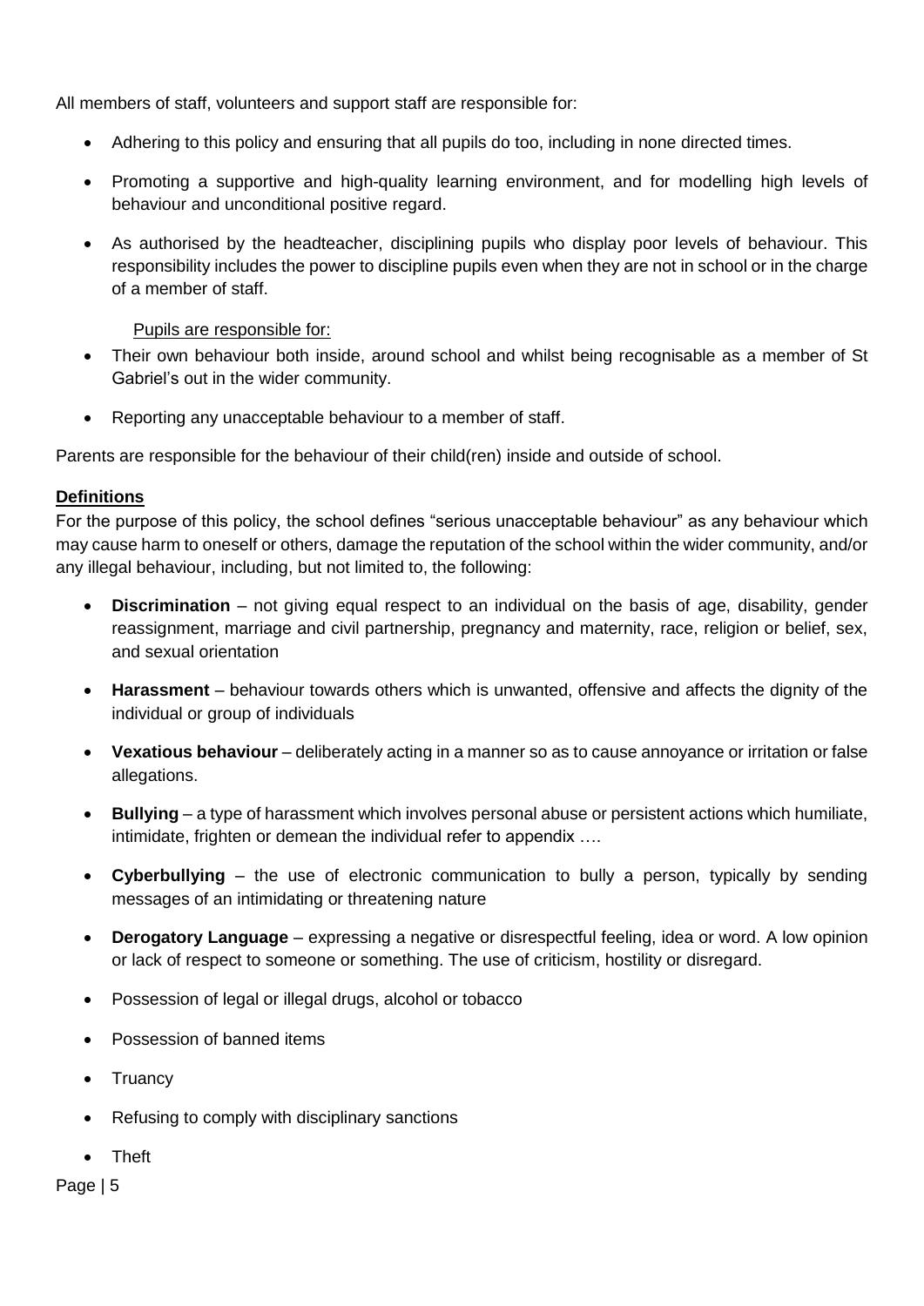All members of staff, volunteers and support staff are responsible for:

- Adhering to this policy and ensuring that all pupils do too, including in none directed times.
- Promoting a supportive and high-quality learning environment, and for modelling high levels of behaviour and unconditional positive regard.
- As authorised by the headteacher, disciplining pupils who display poor levels of behaviour. This responsibility includes the power to discipline pupils even when they are not in school or in the charge of a member of staff.

Pupils are responsible for:

- Their own behaviour both inside, around school and whilst being recognisable as a member of St Gabriel's out in the wider community.
- Reporting any unacceptable behaviour to a member of staff.

Parents are responsible for the behaviour of their child(ren) inside and outside of school.

**Definitions**

For the purpose of this policy, the school defines "serious unacceptable behaviour" as any behaviour which may cause harm to oneself or others, damage the reputation of the school within the wider community, and/or any illegal behaviour, including, but not limited to, the following:

- **Discrimination** – not giving equal respect to an individual on the basis of age, disability, gender reassignment, marriage and civil partnership, pregnancy and maternity, race, religion or belief, sex, and sexual orientation
- **Harassment** – behaviour towards others which is unwanted, offensive and affects the dignity of the individual or group of individuals
- **Vexatious behaviour** – deliberately acting in a manner so as to cause annoyance or irritation or false allegations.
- **Bullying** – a type of harassment which involves personal abuse or persistent actions which humiliate, intimidate, frighten or demean the individual refer to appendix ….
- **Cyberbullying** – the use of electronic communication to bully a person, typically by sending messages of an intimidating or threatening nature
- **Derogatory Language** – expressing a negative or disrespectful feeling, idea or word. A low opinion or lack of respect to someone or something. The use of criticism, hostility or disregard.
- Possession of legal or illegal drugs, alcohol or tobacco
- Possession of banned items
- Truancy
- Refusing to comply with disciplinary sanctions
- Theft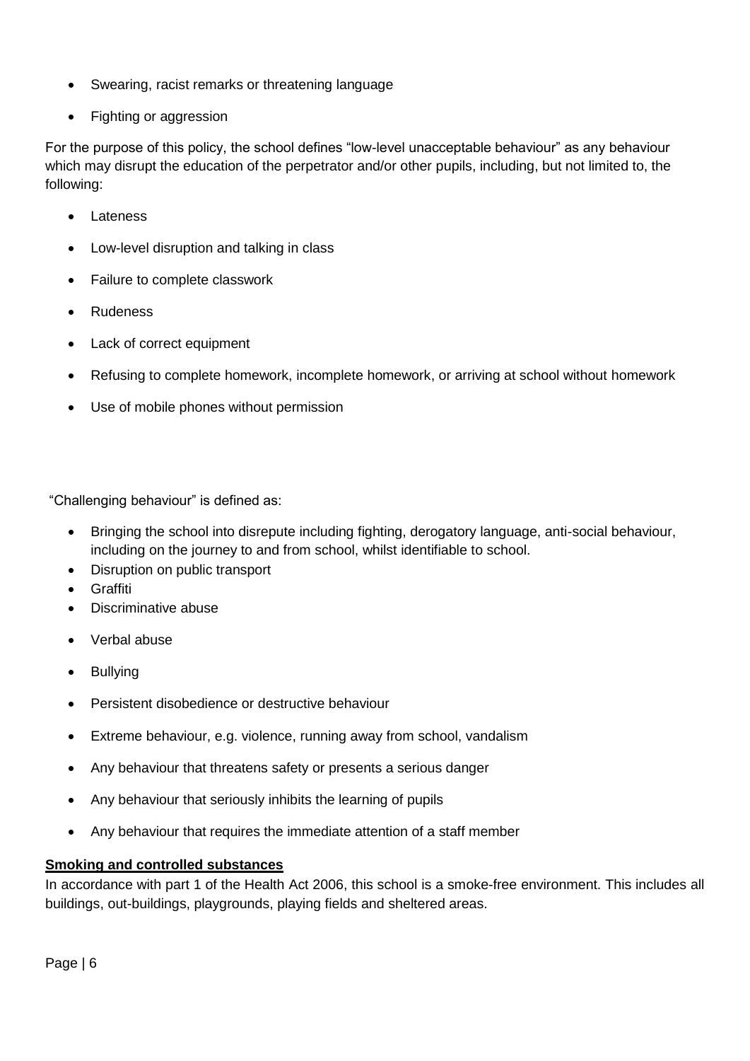- Swearing, racist remarks or threatening language
- Fighting or aggression

For the purpose of this policy, the school defines "low-level unacceptable behaviour" as any behaviour which may disrupt the education of the perpetrator and/or other pupils, including, but not limited to, the following:

- Lateness
- Low-level disruption and talking in class
- Failure to complete classwork
- Rudeness
- Lack of correct equipment
- Refusing to complete homework, incomplete homework, or arriving at school without homework
- Use of mobile phones without permission

"Challenging behaviour" is defined as:

- Bringing the school into disrepute including fighting, derogatory language, anti-social behaviour, including on the journey to and from school, whilst identifiable to school.
- Disruption on public transport
- Graffiti
- Discriminative abuse
- Verbal abuse
- Bullying
- Persistent disobedience or destructive behaviour
- Extreme behaviour, e.g. violence, running away from school, vandalism
- Any behaviour that threatens safety or presents a serious danger
- Any behaviour that seriously inhibits the learning of pupils
- Any behaviour that requires the immediate attention of a staff member

**Smoking and controlled substances**

In accordance with part 1 of the Health Act 2006, this school is a smoke-free environment. This includes all buildings, out-buildings, playgrounds, playing fields and sheltered areas.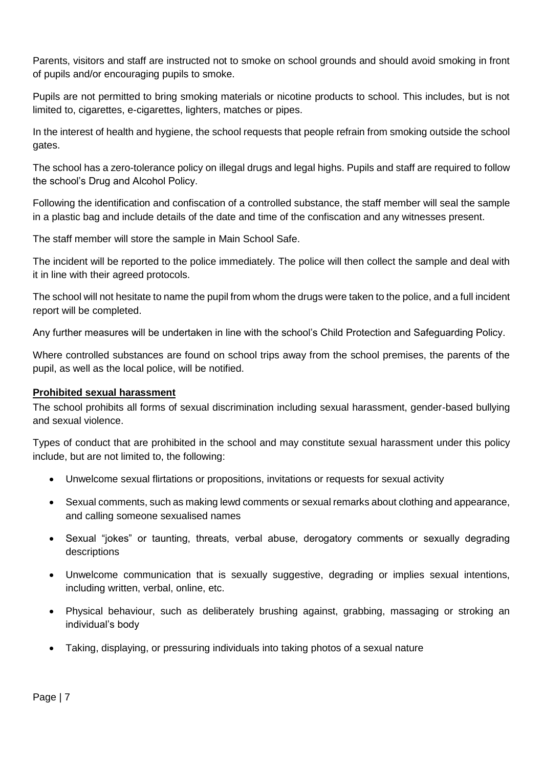Parents, visitors and staff are instructed not to smoke on school grounds and should avoid smoking in front of pupils and/or encouraging pupils to smoke.

Pupils are not permitted to bring smoking materials or nicotine products to school. This includes, but is not limited to, cigarettes, e-cigarettes, lighters, matches or pipes.

In the interest of health and hygiene, the school requests that people refrain from smoking outside the school gates.

The school has a zero-tolerance policy on illegal drugs and legal highs. Pupils and staff are required to follow the school's Drug and Alcohol Policy.

Following the identification and confiscation of a controlled substance, the staff member will seal the sample in a plastic bag and include details of the date and time of the confiscation and any witnesses present.

The staff member will store the sample in Main School Safe.

The incident will be reported to the police immediately. The police will then collect the sample and deal with it in line with their agreed protocols.

The school will not hesitate to name the pupil from whom the drugs were taken to the police, and a full incident report will be completed.

Any further measures will be undertaken in line with the school's Child Protection and Safeguarding Policy.

Where controlled substances are found on school trips away from the school premises, the parents of the pupil, as well as the local police, will be notified.

**Prohibited sexual harassment**

The school prohibits all forms of sexual discrimination including sexual harassment, gender-based bullying and sexual violence.

Types of conduct that are prohibited in the school and may constitute sexual harassment under this policy include, but are not limited to, the following:

- Unwelcome sexual flirtations or propositions, invitations or requests for sexual activity
- Sexual comments, such as making lewd comments or sexual remarks about clothing and appearance, and calling someone sexualised names
- Sexual "jokes" or taunting, threats, verbal abuse, derogatory comments or sexually degrading descriptions
- Unwelcome communication that is sexually suggestive, degrading or implies sexual intentions, including written, verbal, online, etc.
- Physical behaviour, such as deliberately brushing against, grabbing, massaging or stroking an individual's body
- Taking, displaying, or pressuring individuals into taking photos of a sexual nature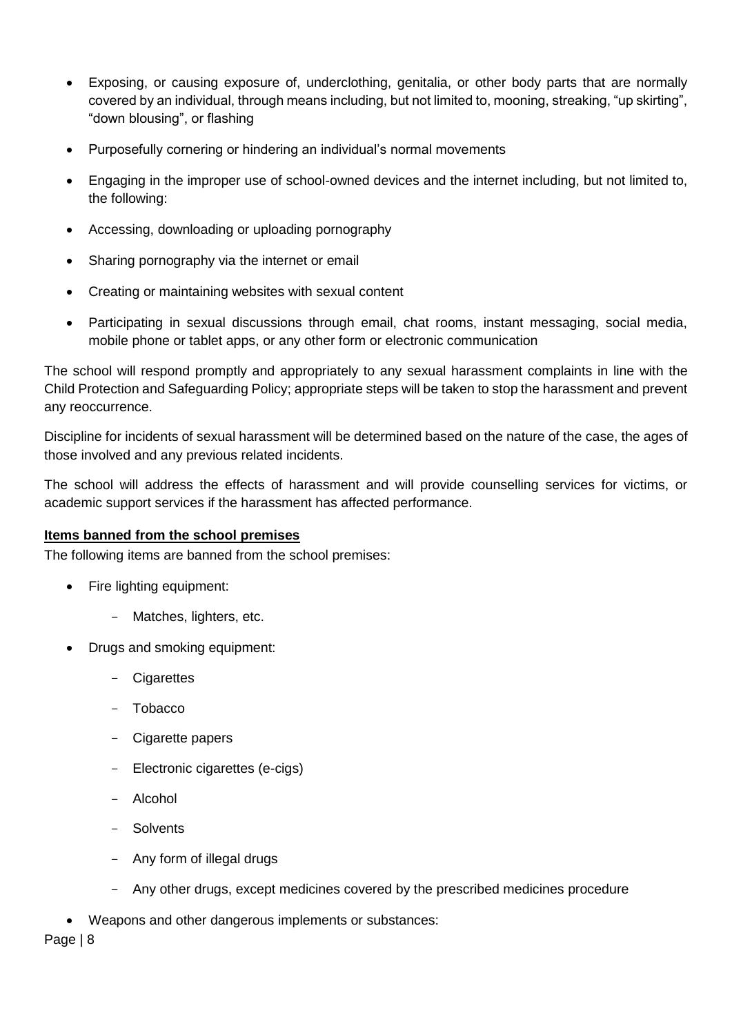- Exposing, or causing exposure of, underclothing, genitalia, or other body parts that are normally covered by an individual, through means including, but not limited to, mooning, streaking, "up skirting", "down blousing", or flashing
- Purposefully cornering or hindering an individual's normal movements
- Engaging in the improper use of school-owned devices and the internet including, but not limited to, the following:
- Accessing, downloading or uploading pornography
- Sharing pornography via the internet or email
- Creating or maintaining websites with sexual content
- Participating in sexual discussions through email, chat rooms, instant messaging, social media, mobile phone or tablet apps, or any other form or electronic communication

The school will respond promptly and appropriately to any sexual harassment complaints in line with the Child Protection and Safeguarding Policy; appropriate steps will be taken to stop the harassment and prevent any reoccurrence.

Discipline for incidents of sexual harassment will be determined based on the nature of the case, the ages of those involved and any previous related incidents.

The school will address the effects of harassment and will provide counselling services for victims, or academic support services if the harassment has affected performance.

**Items banned from the school premises**

The following items are banned from the school premises:

- Fire lighting equipment:
  - Matches, lighters, etc.
- Drugs and smoking equipment:
  - Cigarettes
  - Tobacco
  - Cigarette papers
  - Electronic cigarettes (e-cigs)
  - Alcohol
  - Solvents
  - Any form of illegal drugs
  - Any other drugs, except medicines covered by the prescribed medicines procedure
- Weapons and other dangerous implements or substances: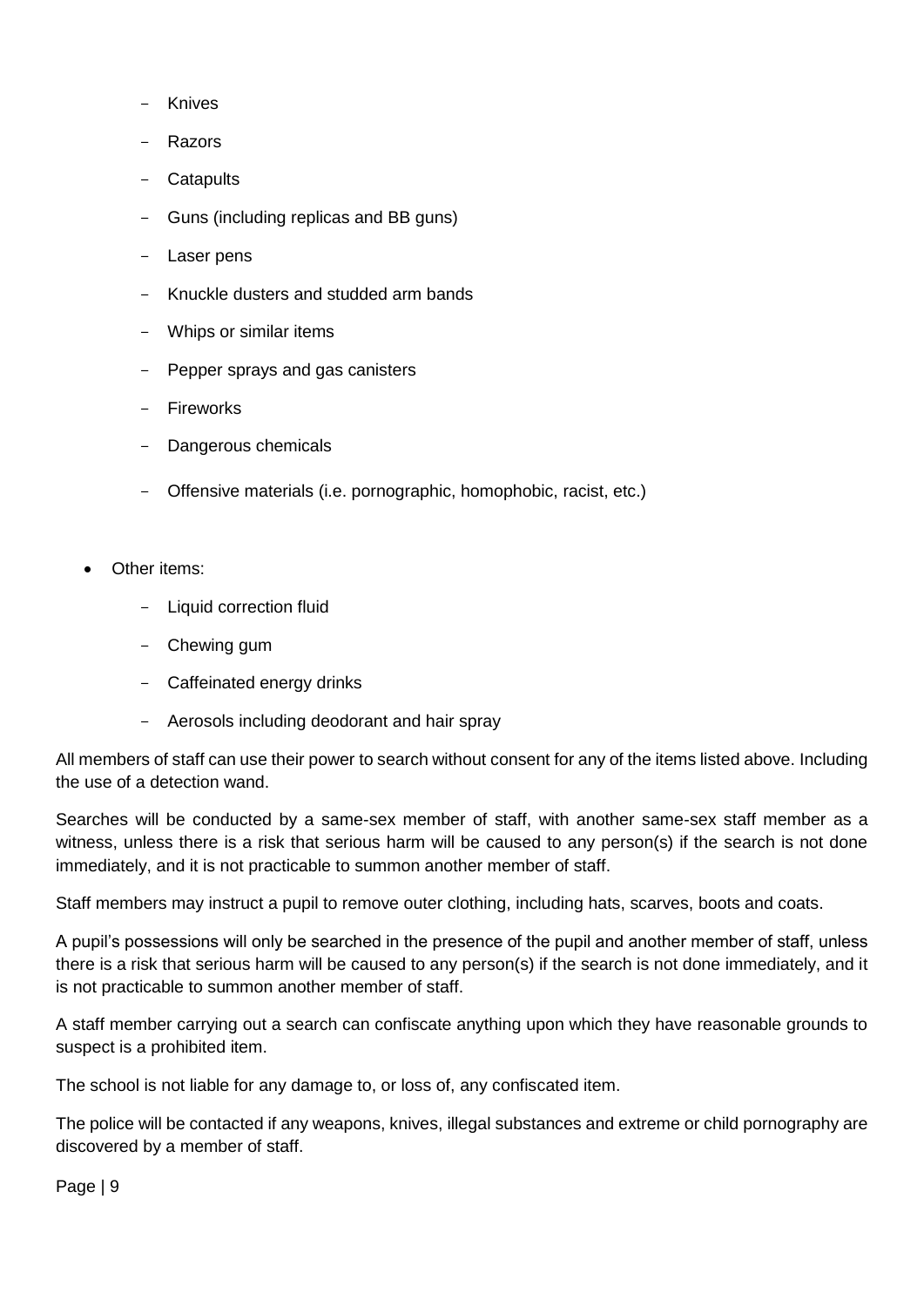- Knives
  - Razors
  - Catapults
  - Guns (including replicas and BB guns)
  - Laser pens
  - Knuckle dusters and studded arm bands
  - Whips or similar items
  - Pepper sprays and gas canisters
  - Fireworks
  - Dangerous chemicals
  - Offensive materials (i.e. pornographic, homophobic, racist, etc.)

- Other items:
  - Liquid correction fluid
  - Chewing gum
  - Caffeinated energy drinks
  - Aerosols including deodorant and hair spray

All members of staff can use their power to search without consent for any of the items listed above. Including the use of a detection wand.

Searches will be conducted by a same-sex member of staff, with another same-sex staff member as a witness, unless there is a risk that serious harm will be caused to any person(s) if the search is not done immediately, and it is not practicable to summon another member of staff.

Staff members may instruct a pupil to remove outer clothing, including hats, scarves, boots and coats.

A pupil's possessions will only be searched in the presence of the pupil and another member of staff, unless there is a risk that serious harm will be caused to any person(s) if the search is not done immediately, and it is not practicable to summon another member of staff.

A staff member carrying out a search can confiscate anything upon which they have reasonable grounds to suspect is a prohibited item.

The school is not liable for any damage to, or loss of, any confiscated item.

The police will be contacted if any weapons, knives, illegal substances and extreme or child pornography are discovered by a member of staff.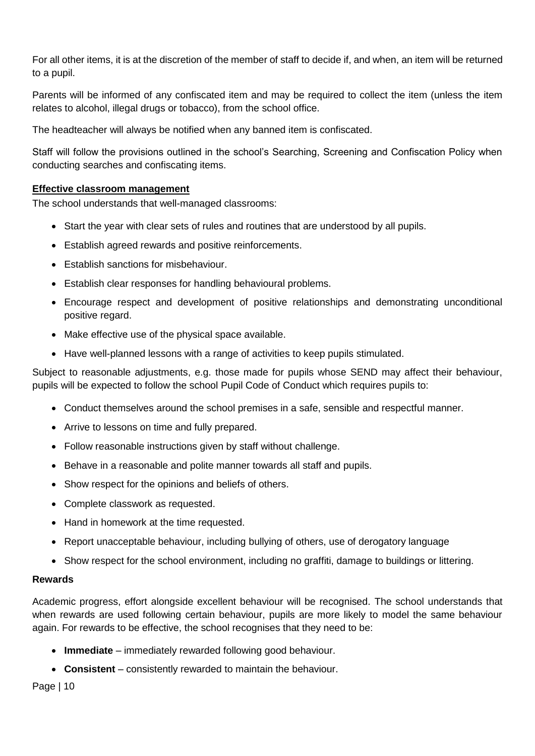For all other items, it is at the discretion of the member of staff to decide if, and when, an item will be returned to a pupil.

Parents will be informed of any confiscated item and may be required to collect the item (unless the item relates to alcohol, illegal drugs or tobacco), from the school office.

The headteacher will always be notified when any banned item is confiscated.

Staff will follow the provisions outlined in the school's Searching, Screening and Confiscation Policy when conducting searches and confiscating items.

**Effective classroom management**

The school understands that well-managed classrooms:

- Start the year with clear sets of rules and routines that are understood by all pupils.
- Establish agreed rewards and positive reinforcements.
- Establish sanctions for misbehaviour.
- Establish clear responses for handling behavioural problems.
- Encourage respect and development of positive relationships and demonstrating unconditional positive regard.
- Make effective use of the physical space available.
- Have well-planned lessons with a range of activities to keep pupils stimulated.

Subject to reasonable adjustments, e.g. those made for pupils whose SEND may affect their behaviour, pupils will be expected to follow the school Pupil Code of Conduct which requires pupils to:

- Conduct themselves around the school premises in a safe, sensible and respectful manner.
- Arrive to lessons on time and fully prepared.
- Follow reasonable instructions given by staff without challenge.
- Behave in a reasonable and polite manner towards all staff and pupils.
- Show respect for the opinions and beliefs of others.
- Complete classwork as requested.
- Hand in homework at the time requested.
- Report unacceptable behaviour, including bullying of others, use of derogatory language
- Show respect for the school environment, including no graffiti, damage to buildings or littering.

**Rewards**

Academic progress, effort alongside excellent behaviour will be recognised. The school understands that when rewards are used following certain behaviour, pupils are more likely to model the same behaviour again. For rewards to be effective, the school recognises that they need to be:

- **Immediate** – immediately rewarded following good behaviour.
- **Consistent** – consistently rewarded to maintain the behaviour.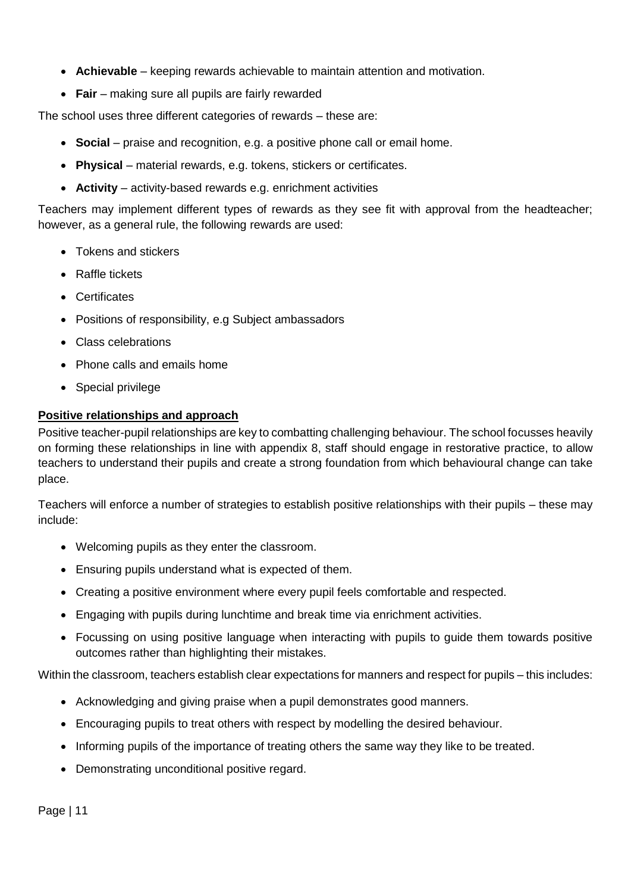- **Achievable** – keeping rewards achievable to maintain attention and motivation.
- **Fair** – making sure all pupils are fairly rewarded

The school uses three different categories of rewards – these are:

- **Social** – praise and recognition, e.g. a positive phone call or email home.
- **Physical** – material rewards, e.g. tokens, stickers or certificates.
- **Activity** – activity-based rewards e.g. enrichment activities

Teachers may implement different types of rewards as they see fit with approval from the headteacher; however, as a general rule, the following rewards are used:

- Tokens and stickers
- Raffle tickets
- Certificates
- Positions of responsibility, e.g Subject ambassadors
- Class celebrations
- Phone calls and emails home
- Special privilege

## Positive relationships and approach

Positive teacher-pupil relationships are key to combatting challenging behaviour. The school focusses heavily on forming these relationships in line with appendix 8, staff should engage in restorative practice, to allow teachers to understand their pupils and create a strong foundation from which behavioural change can take place.

Teachers will enforce a number of strategies to establish positive relationships with their pupils – these may include:

- Welcoming pupils as they enter the classroom.
- Ensuring pupils understand what is expected of them.
- Creating a positive environment where every pupil feels comfortable and respected.
- Engaging with pupils during lunchtime and break time via enrichment activities.
- Focussing on using positive language when interacting with pupils to guide them towards positive outcomes rather than highlighting their mistakes.

Within the classroom, teachers establish clear expectations for manners and respect for pupils – this includes:

- Acknowledging and giving praise when a pupil demonstrates good manners.
- Encouraging pupils to treat others with respect by modelling the desired behaviour.
- Informing pupils of the importance of treating others the same way they like to be treated.
- Demonstrating unconditional positive regard.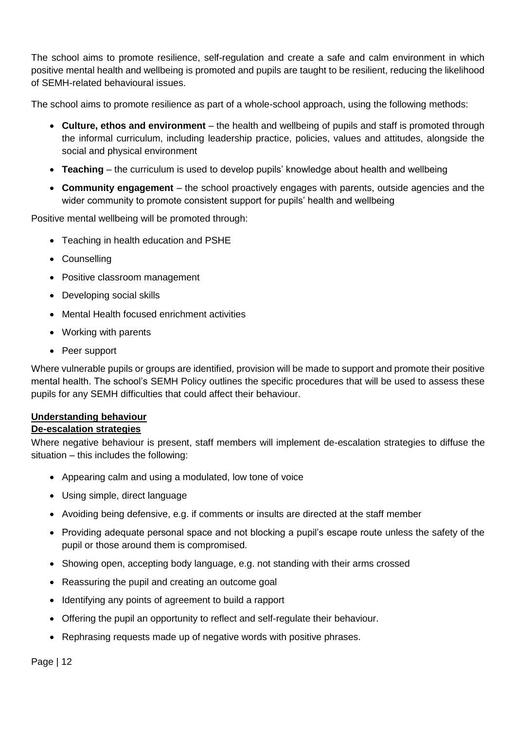The school aims to promote resilience, self-regulation and create a safe and calm environment in which positive mental health and wellbeing is promoted and pupils are taught to be resilient, reducing the likelihood of SEMH-related behavioural issues.

The school aims to promote resilience as part of a whole-school approach, using the following methods:

- **Culture, ethos and environment** – the health and wellbeing of pupils and staff is promoted through the informal curriculum, including leadership practice, policies, values and attitudes, alongside the social and physical environment
- **Teaching** – the curriculum is used to develop pupils' knowledge about health and wellbeing
- **Community engagement** – the school proactively engages with parents, outside agencies and the wider community to promote consistent support for pupils' health and wellbeing

Positive mental wellbeing will be promoted through:

- Teaching in health education and PSHE
- Counselling
- Positive classroom management
- Developing social skills
- Mental Health focused enrichment activities
- Working with parents
- Peer support

Where vulnerable pupils or groups are identified, provision will be made to support and promote their positive mental health. The school's SEMH Policy outlines the specific procedures that will be used to assess these pupils for any SEMH difficulties that could affect their behaviour.

## Understanding behaviour

### De-escalation strategies

Where negative behaviour is present, staff members will implement de-escalation strategies to diffuse the situation – this includes the following:

- Appearing calm and using a modulated, low tone of voice
- Using simple, direct language
- Avoiding being defensive, e.g. if comments or insults are directed at the staff member
- Providing adequate personal space and not blocking a pupil's escape route unless the safety of the pupil or those around them is compromised.
- Showing open, accepting body language, e.g. not standing with their arms crossed
- Reassuring the pupil and creating an outcome goal
- Identifying any points of agreement to build a rapport
- Offering the pupil an opportunity to reflect and self-regulate their behaviour.
- Rephrasing requests made up of negative words with positive phrases.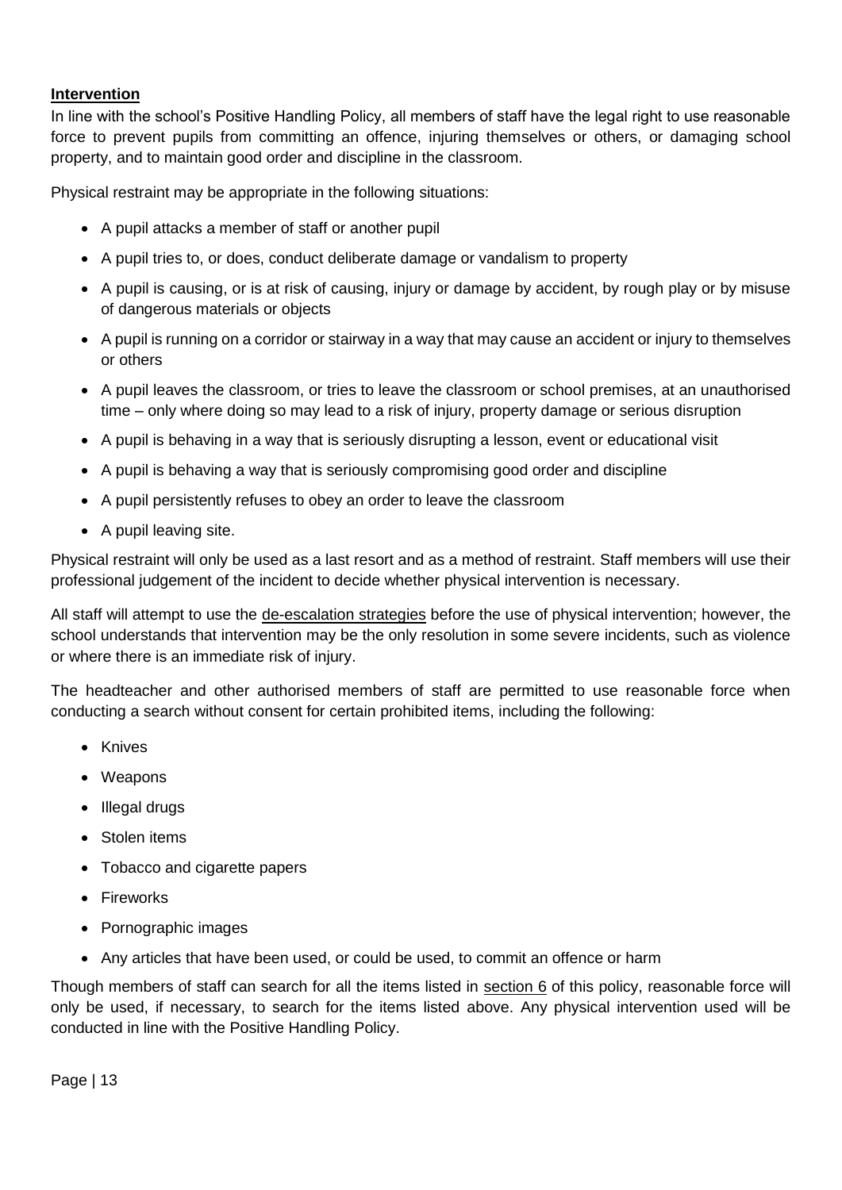**Intervention**

In line with the school's Positive Handling Policy, all members of staff have the legal right to use reasonable force to prevent pupils from committing an offence, injuring themselves or others, or damaging school property, and to maintain good order and discipline in the classroom.

Physical restraint may be appropriate in the following situations:

- A pupil attacks a member of staff or another pupil
- A pupil tries to, or does, conduct deliberate damage or vandalism to property
- A pupil is causing, or is at risk of causing, injury or damage by accident, by rough play or by misuse of dangerous materials or objects
- A pupil is running on a corridor or stairway in a way that may cause an accident or injury to themselves or others
- A pupil leaves the classroom, or tries to leave the classroom or school premises, at an unauthorised time – only where doing so may lead to a risk of injury, property damage or serious disruption
- A pupil is behaving in a way that is seriously disrupting a lesson, event or educational visit
- A pupil is behaving a way that is seriously compromising good order and discipline
- A pupil persistently refuses to obey an order to leave the classroom
- A pupil leaving site.

Physical restraint will only be used as a last resort and as a method of restraint. Staff members will use their professional judgement of the incident to decide whether physical intervention is necessary.

All staff will attempt to use the de-escalation strategies before the use of physical intervention; however, the school understands that intervention may be the only resolution in some severe incidents, such as violence or where there is an immediate risk of injury.

The headteacher and other authorised members of staff are permitted to use reasonable force when conducting a search without consent for certain prohibited items, including the following:

- Knives
- Weapons
- Illegal drugs
- Stolen items
- Tobacco and cigarette papers
- Fireworks
- Pornographic images
- Any articles that have been used, or could be used, to commit an offence or harm

Though members of staff can search for all the items listed in section 6 of this policy, reasonable force will only be used, if necessary, to search for the items listed above. Any physical intervention used will be conducted in line with the Positive Handling Policy.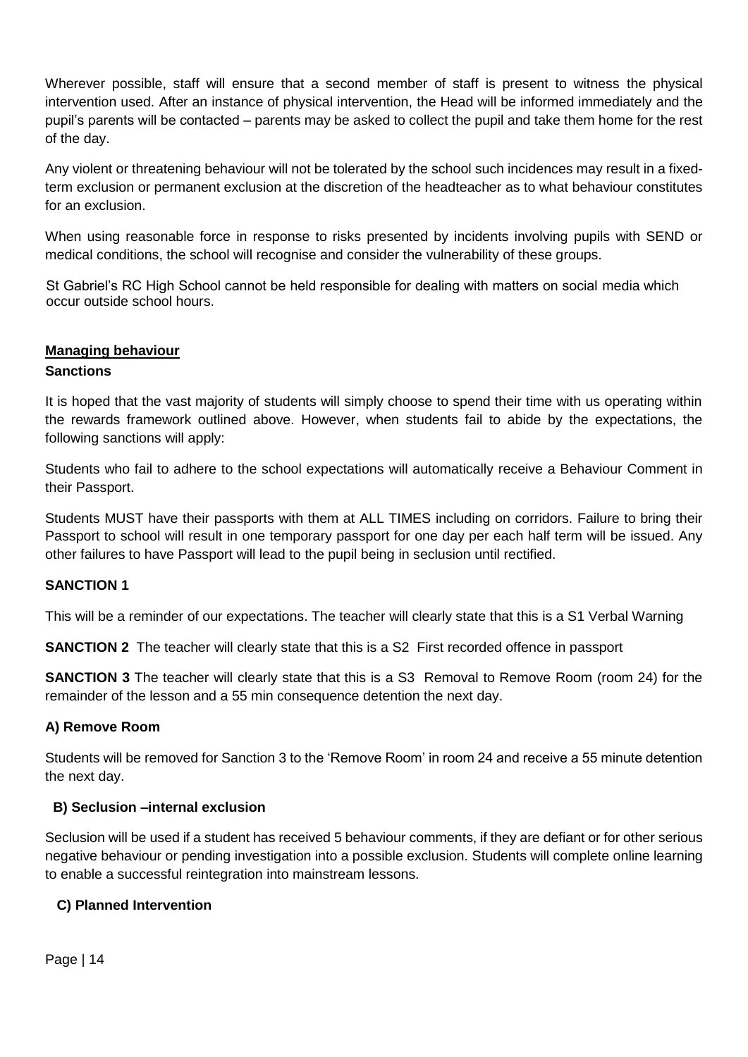Wherever possible, staff will ensure that a second member of staff is present to witness the physical intervention used. After an instance of physical intervention, the Head will be informed immediately and the pupil's parents will be contacted – parents may be asked to collect the pupil and take them home for the rest of the day.

Any violent or threatening behaviour will not be tolerated by the school such incidences may result in a fixed-term exclusion or permanent exclusion at the discretion of the headteacher as to what behaviour constitutes for an exclusion.

When using reasonable force in response to risks presented by incidents involving pupils with SEND or medical conditions, the school will recognise and consider the vulnerability of these groups.

St Gabriel's RC High School cannot be held responsible for dealing with matters on social media which occur outside school hours.

## Managing behaviour

### Sanctions

It is hoped that the vast majority of students will simply choose to spend their time with us operating within the rewards framework outlined above. However, when students fail to abide by the expectations, the following sanctions will apply:

Students who fail to adhere to the school expectations will automatically receive a Behaviour Comment in their Passport.

Students MUST have their passports with them at ALL TIMES including on corridors. Failure to bring their Passport to school will result in one temporary passport for one day per each half term will be issued. Any other failures to have Passport will lead to the pupil being in seclusion until rectified.

**SANCTION 1**

This will be a reminder of our expectations. The teacher will clearly state that this is a S1 Verbal Warning

**SANCTION 2** The teacher will clearly state that this is a S2 First recorded offence in passport

**SANCTION 3** The teacher will clearly state that this is a S3 Removal to Remove Room (room 24) for the remainder of the lesson and a 55 min consequence detention the next day.

**A) Remove Room**

Students will be removed for Sanction 3 to the 'Remove Room' in room 24 and receive a 55 minute detention the next day.

**B) Seclusion –internal exclusion**

Seclusion will be used if a student has received 5 behaviour comments, if they are defiant or for other serious negative behaviour or pending investigation into a possible exclusion. Students will complete online learning to enable a successful reintegration into mainstream lessons.

**C) Planned Intervention**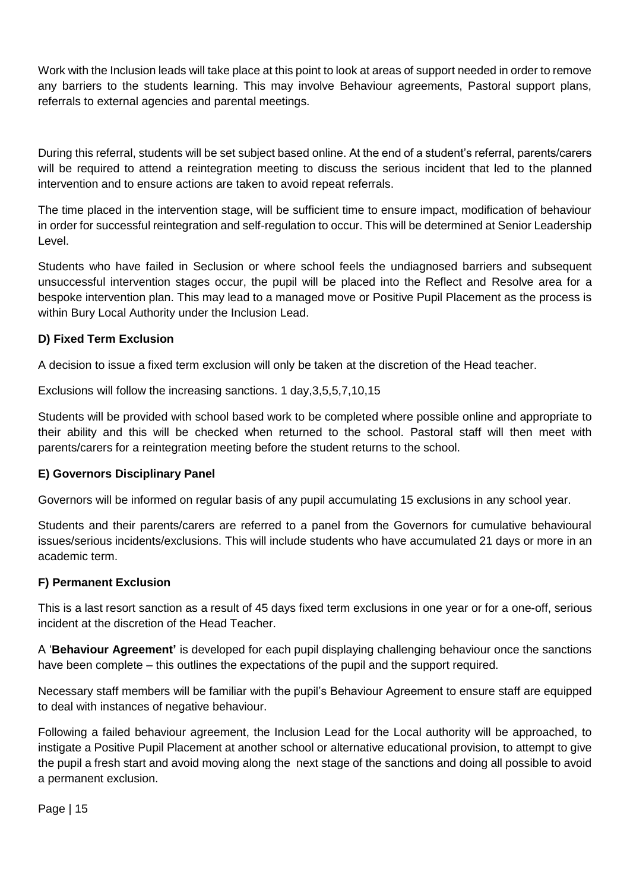Work with the Inclusion leads will take place at this point to look at areas of support needed in order to remove any barriers to the students learning. This may involve Behaviour agreements, Pastoral support plans, referrals to external agencies and parental meetings.

During this referral, students will be set subject based online. At the end of a student's referral, parents/carers will be required to attend a reintegration meeting to discuss the serious incident that led to the planned intervention and to ensure actions are taken to avoid repeat referrals.

The time placed in the intervention stage, will be sufficient time to ensure impact, modification of behaviour in order for successful reintegration and self-regulation to occur. This will be determined at Senior Leadership Level.

Students who have failed in Seclusion or where school feels the undiagnosed barriers and subsequent unsuccessful intervention stages occur, the pupil will be placed into the Reflect and Resolve area for a bespoke intervention plan. This may lead to a managed move or Positive Pupil Placement as the process is within Bury Local Authority under the Inclusion Lead.

**D) Fixed Term Exclusion**

A decision to issue a fixed term exclusion will only be taken at the discretion of the Head teacher.

Exclusions will follow the increasing sanctions. 1 day,3,5,5,7,10,15

Students will be provided with school based work to be completed where possible online and appropriate to their ability and this will be checked when returned to the school. Pastoral staff will then meet with parents/carers for a reintegration meeting before the student returns to the school.

**E) Governors Disciplinary Panel**

Governors will be informed on regular basis of any pupil accumulating 15 exclusions in any school year.

Students and their parents/carers are referred to a panel from the Governors for cumulative behavioural issues/serious incidents/exclusions. This will include students who have accumulated 21 days or more in an academic term.

**F) Permanent Exclusion**

This is a last resort sanction as a result of 45 days fixed term exclusions in one year or for a one-off, serious incident at the discretion of the Head Teacher.

A '**Behaviour Agreement'** is developed for each pupil displaying challenging behaviour once the sanctions have been complete – this outlines the expectations of the pupil and the support required.

Necessary staff members will be familiar with the pupil's Behaviour Agreement to ensure staff are equipped to deal with instances of negative behaviour.

Following a failed behaviour agreement, the Inclusion Lead for the Local authority will be approached, to instigate a Positive Pupil Placement at another school or alternative educational provision, to attempt to give the pupil a fresh start and avoid moving along the next stage of the sanctions and doing all possible to avoid a permanent exclusion.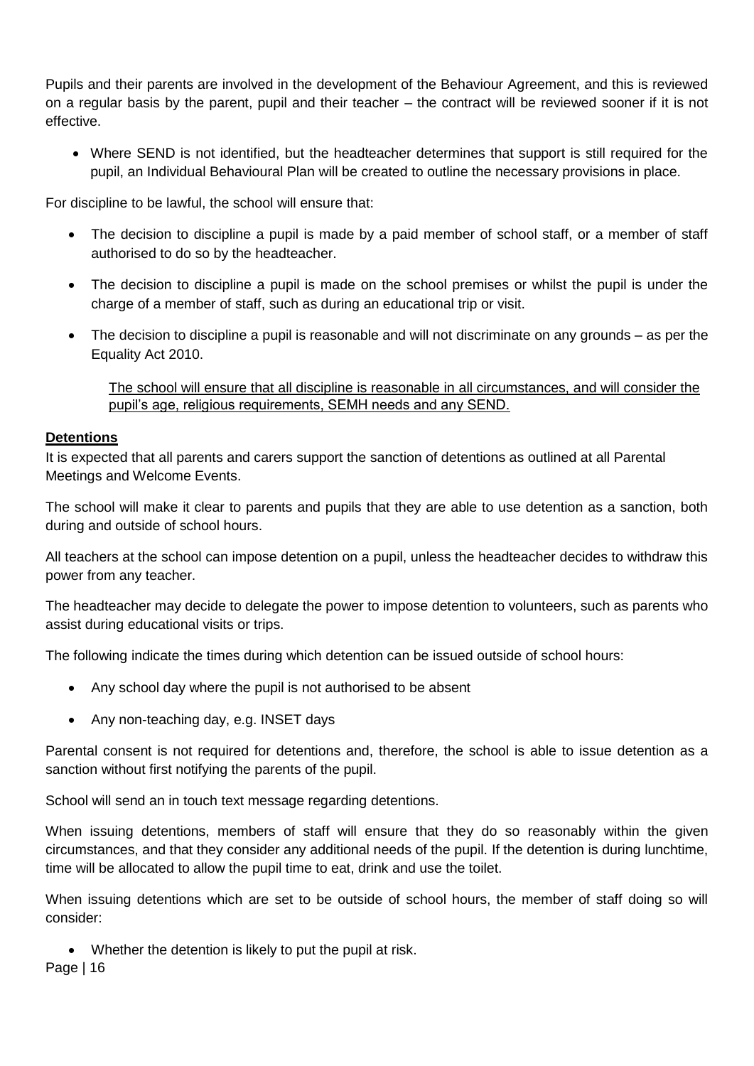Pupils and their parents are involved in the development of the Behaviour Agreement, and this is reviewed on a regular basis by the parent, pupil and their teacher – the contract will be reviewed sooner if it is not effective.

- Where SEND is not identified, but the headteacher determines that support is still required for the pupil, an Individual Behavioural Plan will be created to outline the necessary provisions in place.

For discipline to be lawful, the school will ensure that:

- The decision to discipline a pupil is made by a paid member of school staff, or a member of staff authorised to do so by the headteacher.
- The decision to discipline a pupil is made on the school premises or whilst the pupil is under the charge of a member of staff, such as during an educational trip or visit.
- The decision to discipline a pupil is reasonable and will not discriminate on any grounds – as per the Equality Act 2010.

  <u>The school will ensure that all discipline is reasonable in all circumstances, and will consider the pupil's age, religious requirements, SEMH needs and any SEND.</u>

**<u>Detentions</u>**

It is expected that all parents and carers support the sanction of detentions as outlined at all Parental Meetings and Welcome Events.

The school will make it clear to parents and pupils that they are able to use detention as a sanction, both during and outside of school hours.

All teachers at the school can impose detention on a pupil, unless the headteacher decides to withdraw this power from any teacher.

The headteacher may decide to delegate the power to impose detention to volunteers, such as parents who assist during educational visits or trips.

The following indicate the times during which detention can be issued outside of school hours:

- Any school day where the pupil is not authorised to be absent
- Any non-teaching day, e.g. INSET days

Parental consent is not required for detentions and, therefore, the school is able to issue detention as a sanction without first notifying the parents of the pupil.

School will send an in touch text message regarding detentions.

When issuing detentions, members of staff will ensure that they do so reasonably within the given circumstances, and that they consider any additional needs of the pupil. If the detention is during lunchtime, time will be allocated to allow the pupil time to eat, drink and use the toilet.

When issuing detentions which are set to be outside of school hours, the member of staff doing so will consider:

- Whether the detention is likely to put the pupil at risk.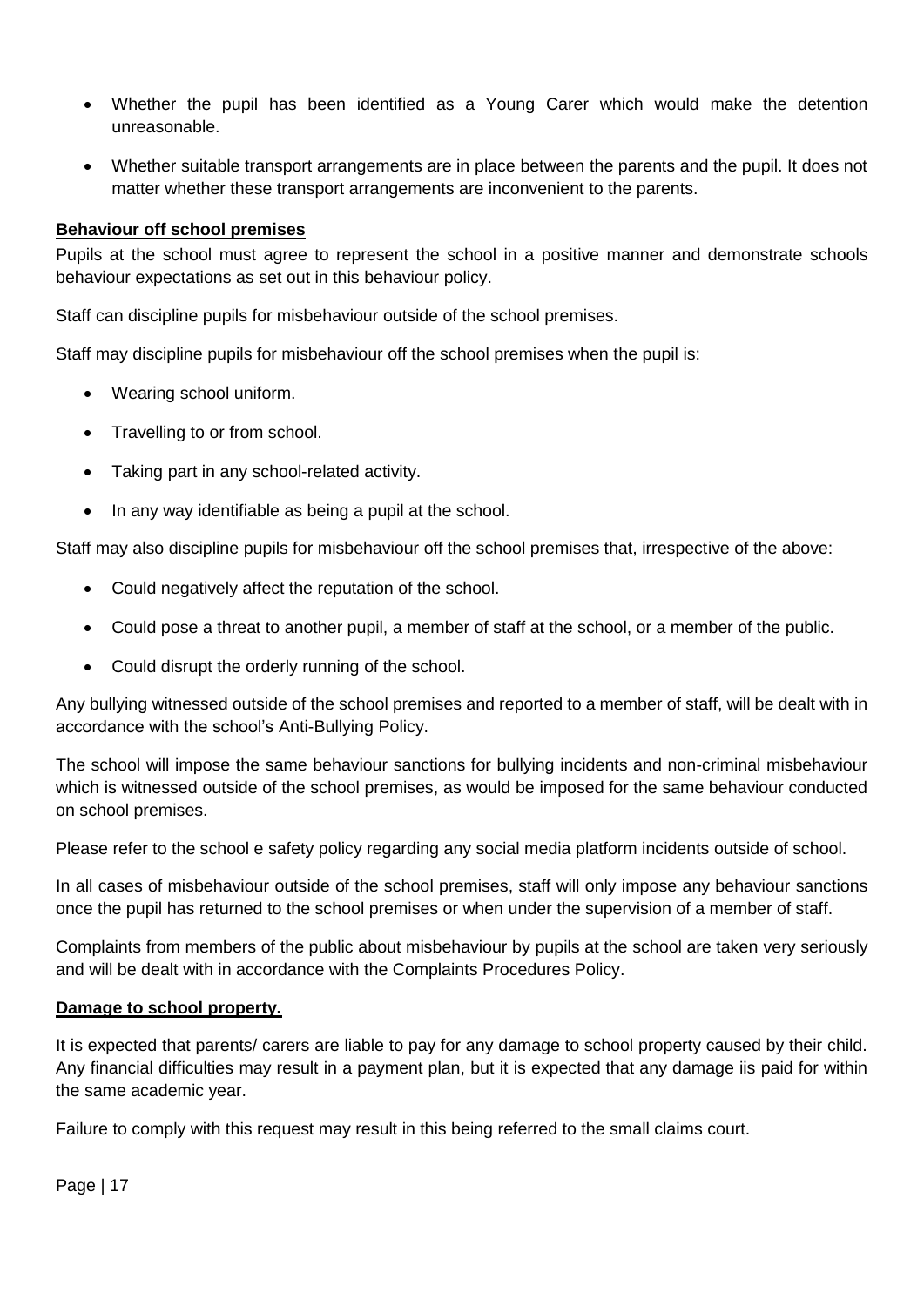- Whether the pupil has been identified as a Young Carer which would make the detention unreasonable.
- Whether suitable transport arrangements are in place between the parents and the pupil. It does not matter whether these transport arrangements are inconvenient to the parents.

**Behaviour off school premises**

Pupils at the school must agree to represent the school in a positive manner and demonstrate schools behaviour expectations as set out in this behaviour policy.

Staff can discipline pupils for misbehaviour outside of the school premises.

Staff may discipline pupils for misbehaviour off the school premises when the pupil is:

- Wearing school uniform.
- Travelling to or from school.
- Taking part in any school-related activity.
- In any way identifiable as being a pupil at the school.

Staff may also discipline pupils for misbehaviour off the school premises that, irrespective of the above:

- Could negatively affect the reputation of the school.
- Could pose a threat to another pupil, a member of staff at the school, or a member of the public.
- Could disrupt the orderly running of the school.

Any bullying witnessed outside of the school premises and reported to a member of staff, will be dealt with in accordance with the school's Anti-Bullying Policy.

The school will impose the same behaviour sanctions for bullying incidents and non-criminal misbehaviour which is witnessed outside of the school premises, as would be imposed for the same behaviour conducted on school premises.

Please refer to the school e safety policy regarding any social media platform incidents outside of school.

In all cases of misbehaviour outside of the school premises, staff will only impose any behaviour sanctions once the pupil has returned to the school premises or when under the supervision of a member of staff.

Complaints from members of the public about misbehaviour by pupils at the school are taken very seriously and will be dealt with in accordance with the Complaints Procedures Policy.

**Damage to school property.**

It is expected that parents/ carers are liable to pay for any damage to school property caused by their child. Any financial difficulties may result in a payment plan, but it is expected that any damage iis paid for within the same academic year.

Failure to comply with this request may result in this being referred to the small claims court.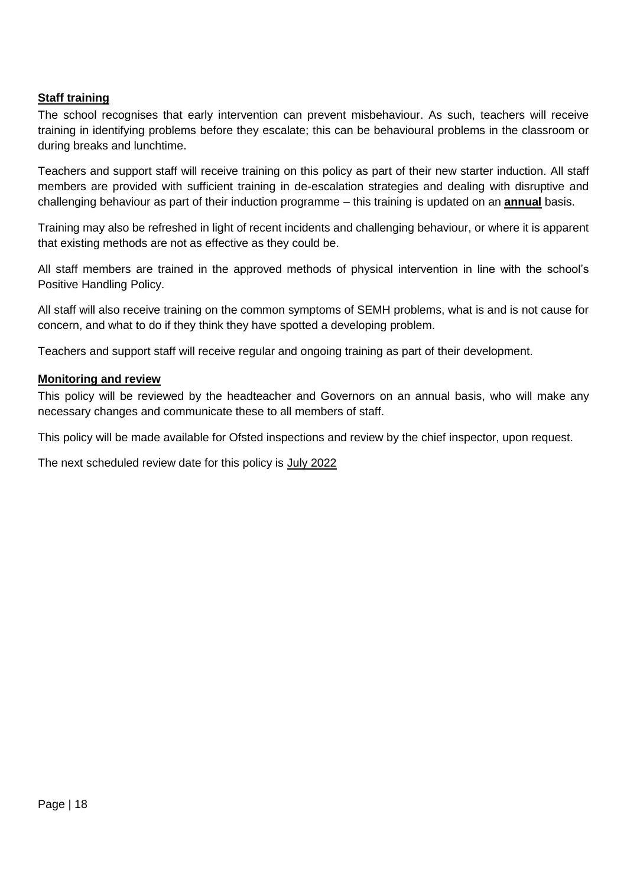**Staff training**

The school recognises that early intervention can prevent misbehaviour. As such, teachers will receive training in identifying problems before they escalate; this can be behavioural problems in the classroom or during breaks and lunchtime.

Teachers and support staff will receive training on this policy as part of their new starter induction. All staff members are provided with sufficient training in de-escalation strategies and dealing with disruptive and challenging behaviour as part of their induction programme – this training is updated on an **annual** basis.

Training may also be refreshed in light of recent incidents and challenging behaviour, or where it is apparent that existing methods are not as effective as they could be.

All staff members are trained in the approved methods of physical intervention in line with the school's Positive Handling Policy.

All staff will also receive training on the common symptoms of SEMH problems, what is and is not cause for concern, and what to do if they think they have spotted a developing problem.

Teachers and support staff will receive regular and ongoing training as part of their development.

**Monitoring and review**

This policy will be reviewed by the headteacher and Governors on an annual basis, who will make any necessary changes and communicate these to all members of staff.

This policy will be made available for Ofsted inspections and review by the chief inspector, upon request.

The next scheduled review date for this policy is July 2022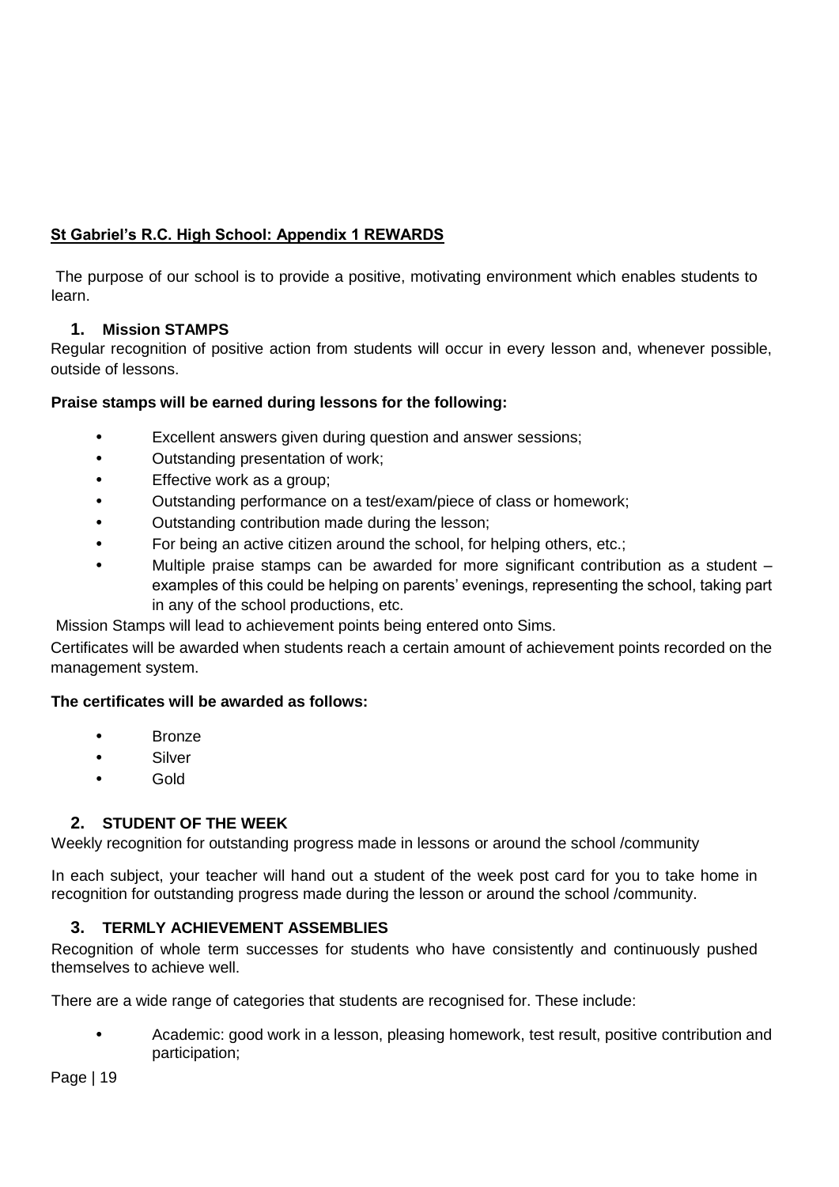**St Gabriel's R.C. High School: Appendix 1 REWARDS**

The purpose of our school is to provide a positive, motivating environment which enables students to learn.

### 1. Mission STAMPS

Regular recognition of positive action from students will occur in every lesson and, whenever possible, outside of lessons.

**Praise stamps will be earned during lessons for the following:**

- Excellent answers given during question and answer sessions;
- Outstanding presentation of work;
- Effective work as a group;
- Outstanding performance on a test/exam/piece of class or homework;
- Outstanding contribution made during the lesson;
- For being an active citizen around the school, for helping others, etc.;
- Multiple praise stamps can be awarded for more significant contribution as a student – examples of this could be helping on parents' evenings, representing the school, taking part in any of the school productions, etc.

Mission Stamps will lead to achievement points being entered onto Sims.

Certificates will be awarded when students reach a certain amount of achievement points recorded on the management system.

**The certificates will be awarded as follows:**

- Bronze
- Silver
- Gold

### 2. STUDENT OF THE WEEK

Weekly recognition for outstanding progress made in lessons or around the school /community

In each subject, your teacher will hand out a student of the week post card for you to take home in recognition for outstanding progress made during the lesson or around the school /community.

### 3. TERMLY ACHIEVEMENT ASSEMBLIES

Recognition of whole term successes for students who have consistently and continuously pushed themselves to achieve well.

There are a wide range of categories that students are recognised for. These include:

- Academic: good work in a lesson, pleasing homework, test result, positive contribution and participation;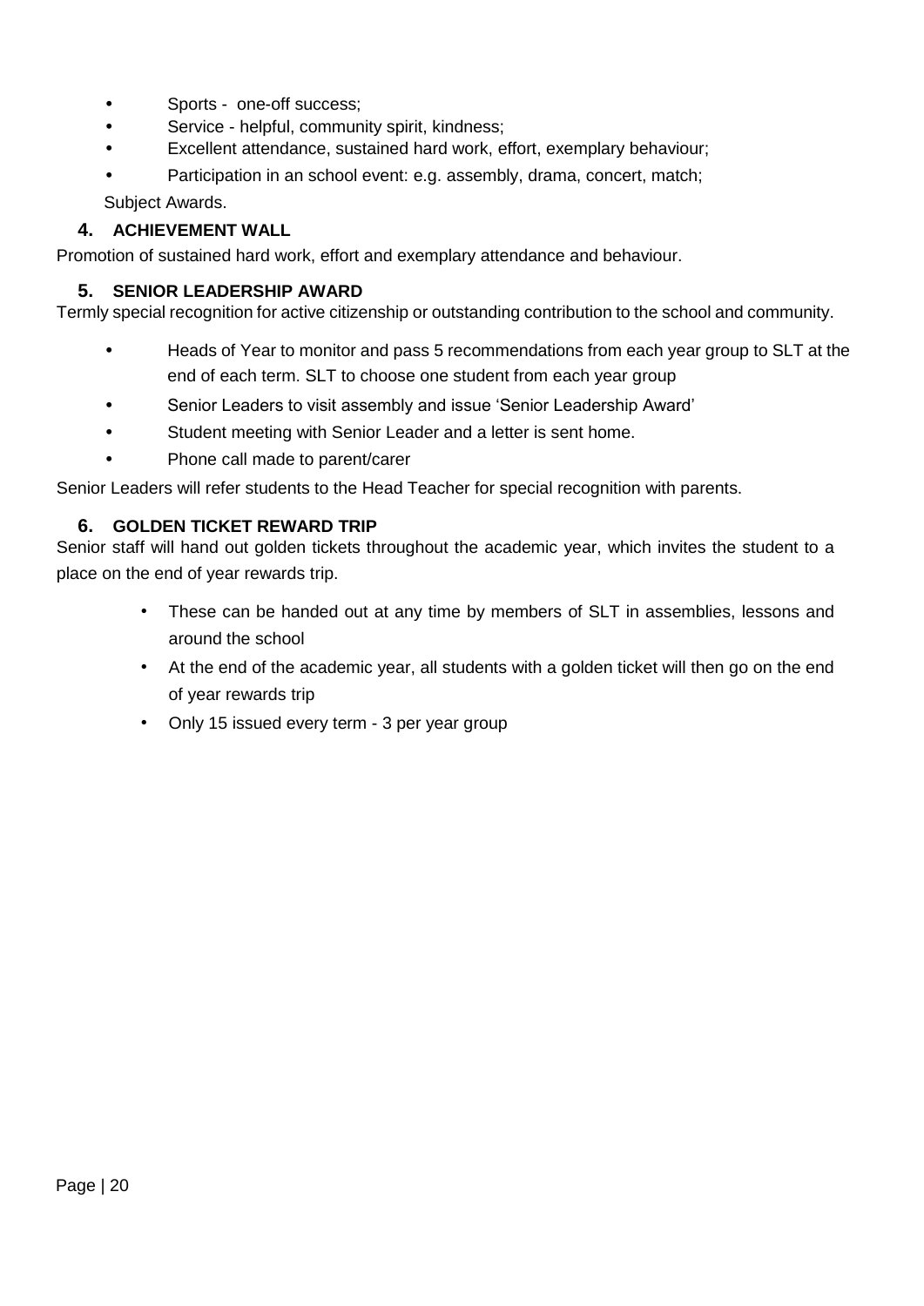- Sports - one-off success;
- Service - helpful, community spirit, kindness;
- Excellent attendance, sustained hard work, effort, exemplary behaviour;
- Participation in an school event: e.g. assembly, drama, concert, match;

Subject Awards.

### 4. ACHIEVEMENT WALL

Promotion of sustained hard work, effort and exemplary attendance and behaviour.

### 5. SENIOR LEADERSHIP AWARD

Termly special recognition for active citizenship or outstanding contribution to the school and community.

- Heads of Year to monitor and pass 5 recommendations from each year group to SLT at the end of each term. SLT to choose one student from each year group
- Senior Leaders to visit assembly and issue 'Senior Leadership Award'
- Student meeting with Senior Leader and a letter is sent home.
- Phone call made to parent/carer

Senior Leaders will refer students to the Head Teacher for special recognition with parents.

### 6. GOLDEN TICKET REWARD TRIP

Senior staff will hand out golden tickets throughout the academic year, which invites the student to a place on the end of year rewards trip.

- These can be handed out at any time by members of SLT in assemblies, lessons and around the school
- At the end of the academic year, all students with a golden ticket will then go on the end of year rewards trip
- Only 15 issued every term - 3 per year group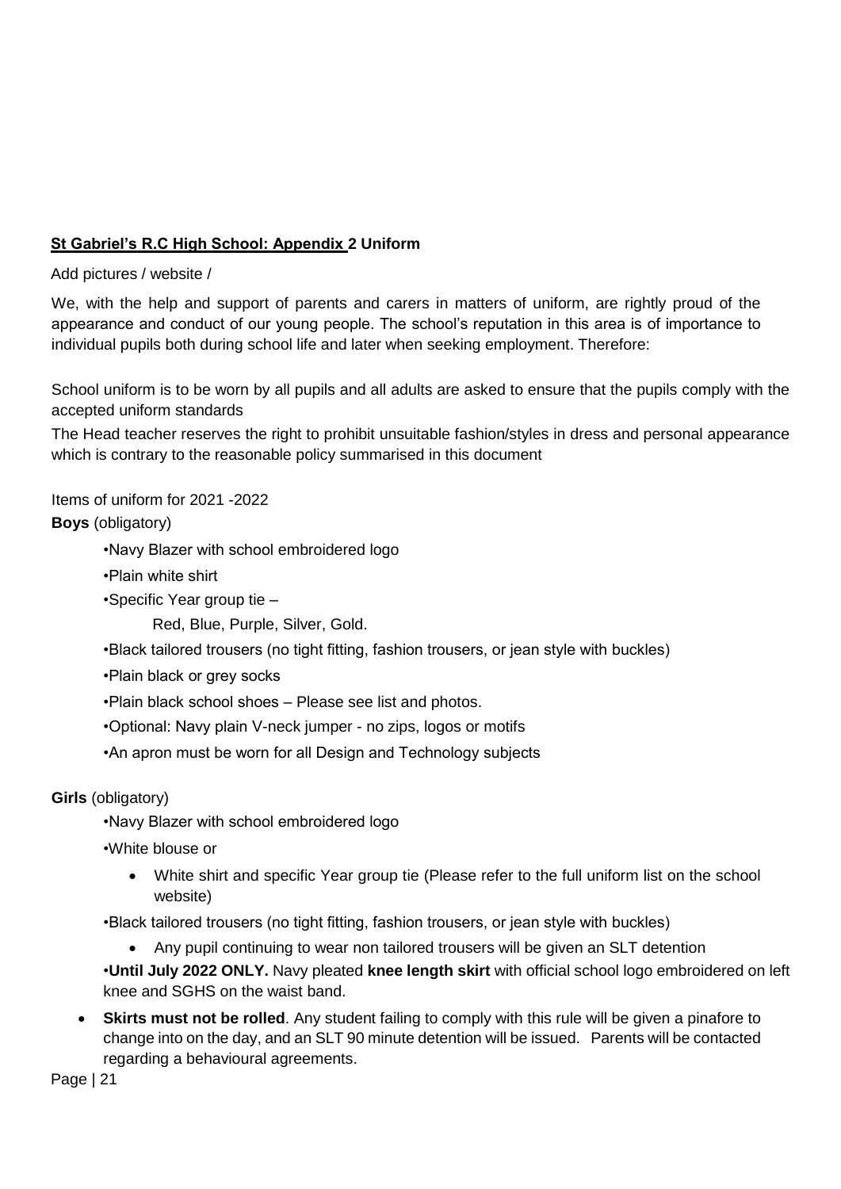## St Gabriel's R.C High School: Appendix 2 Uniform

Add pictures / website /

We, with the help and support of parents and carers in matters of uniform, are rightly proud of the appearance and conduct of our young people. The school's reputation in this area is of importance to individual pupils both during school life and later when seeking employment. Therefore:

School uniform is to be worn by all pupils and all adults are asked to ensure that the pupils comply with the accepted uniform standards

The Head teacher reserves the right to prohibit unsuitable fashion/styles in dress and personal appearance which is contrary to the reasonable policy summarised in this document

Items of uniform for 2021 -2022

**Boys** (obligatory)

- Navy Blazer with school embroidered logo
- Plain white shirt
- Specific Year group tie –
  Red, Blue, Purple, Silver, Gold.
- Black tailored trousers (no tight fitting, fashion trousers, or jean style with buckles)
- Plain black or grey socks
- Plain black school shoes – Please see list and photos.
- Optional: Navy plain V-neck jumper - no zips, logos or motifs
- An apron must be worn for all Design and Technology subjects

**Girls** (obligatory)

- Navy Blazer with school embroidered logo
- White blouse or
  - White shirt and specific Year group tie (Please refer to the full uniform list on the school website)
- Black tailored trousers (no tight fitting, fashion trousers, or jean style with buckles)
  - Any pupil continuing to wear non tailored trousers will be given an SLT detention
- **Until July 2022 ONLY.** Navy pleated **knee length skirt** with official school logo embroidered on left knee and SGHS on the waist band.
- **Skirts must not be rolled**. Any student failing to comply with this rule will be given a pinafore to change into on the day, and an SLT 90 minute detention will be issued. Parents will be contacted regarding a behavioural agreements.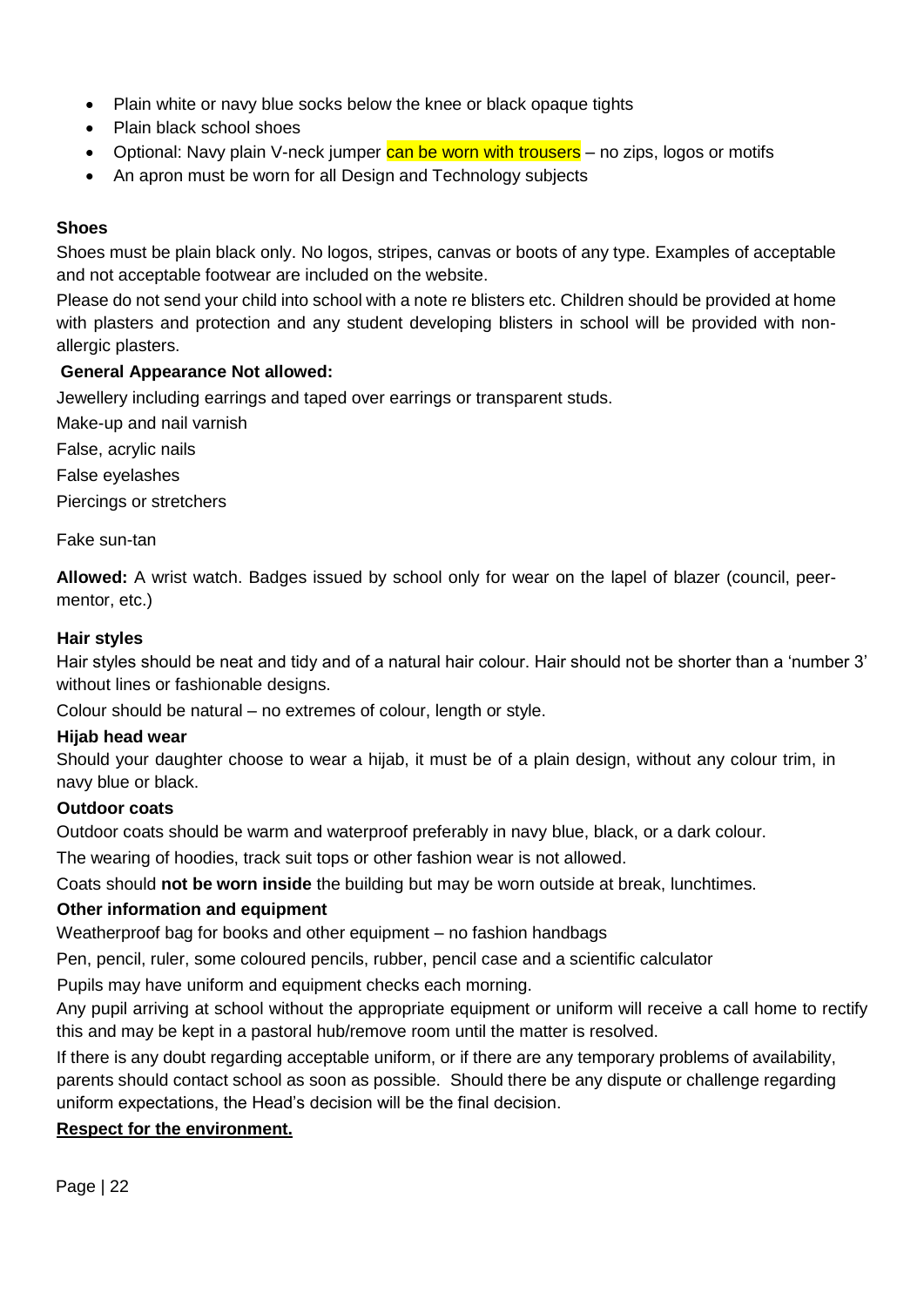- Plain white or navy blue socks below the knee or black opaque tights
- Plain black school shoes
- Optional: Navy plain V-neck jumper can be worn with trousers – no zips, logos or motifs
- An apron must be worn for all Design and Technology subjects

**Shoes**

Shoes must be plain black only. No logos, stripes, canvas or boots of any type. Examples of acceptable and not acceptable footwear are included on the website.

Please do not send your child into school with a note re blisters etc. Children should be provided at home with plasters and protection and any student developing blisters in school will be provided with non-allergic plasters.

**General Appearance Not allowed:**

Jewellery including earrings and taped over earrings or transparent studs.

Make-up and nail varnish

False, acrylic nails

False eyelashes

Piercings or stretchers

Fake sun-tan

**Allowed:** A wrist watch. Badges issued by school only for wear on the lapel of blazer (council, peer-mentor, etc.)

**Hair styles**

Hair styles should be neat and tidy and of a natural hair colour. Hair should not be shorter than a 'number 3' without lines or fashionable designs.

Colour should be natural – no extremes of colour, length or style.

**Hijab head wear**

Should your daughter choose to wear a hijab, it must be of a plain design, without any colour trim, in navy blue or black.

**Outdoor coats**

Outdoor coats should be warm and waterproof preferably in navy blue, black, or a dark colour.

The wearing of hoodies, track suit tops or other fashion wear is not allowed.

Coats should **not be worn inside** the building but may be worn outside at break, lunchtimes.

**Other information and equipment**

Weatherproof bag for books and other equipment – no fashion handbags

Pen, pencil, ruler, some coloured pencils, rubber, pencil case and a scientific calculator

Pupils may have uniform and equipment checks each morning.

Any pupil arriving at school without the appropriate equipment or uniform will receive a call home to rectify this and may be kept in a pastoral hub/remove room until the matter is resolved.

If there is any doubt regarding acceptable uniform, or if there are any temporary problems of availability, parents should contact school as soon as possible. Should there be any dispute or challenge regarding uniform expectations, the Head's decision will be the final decision.

**Respect for the environment.**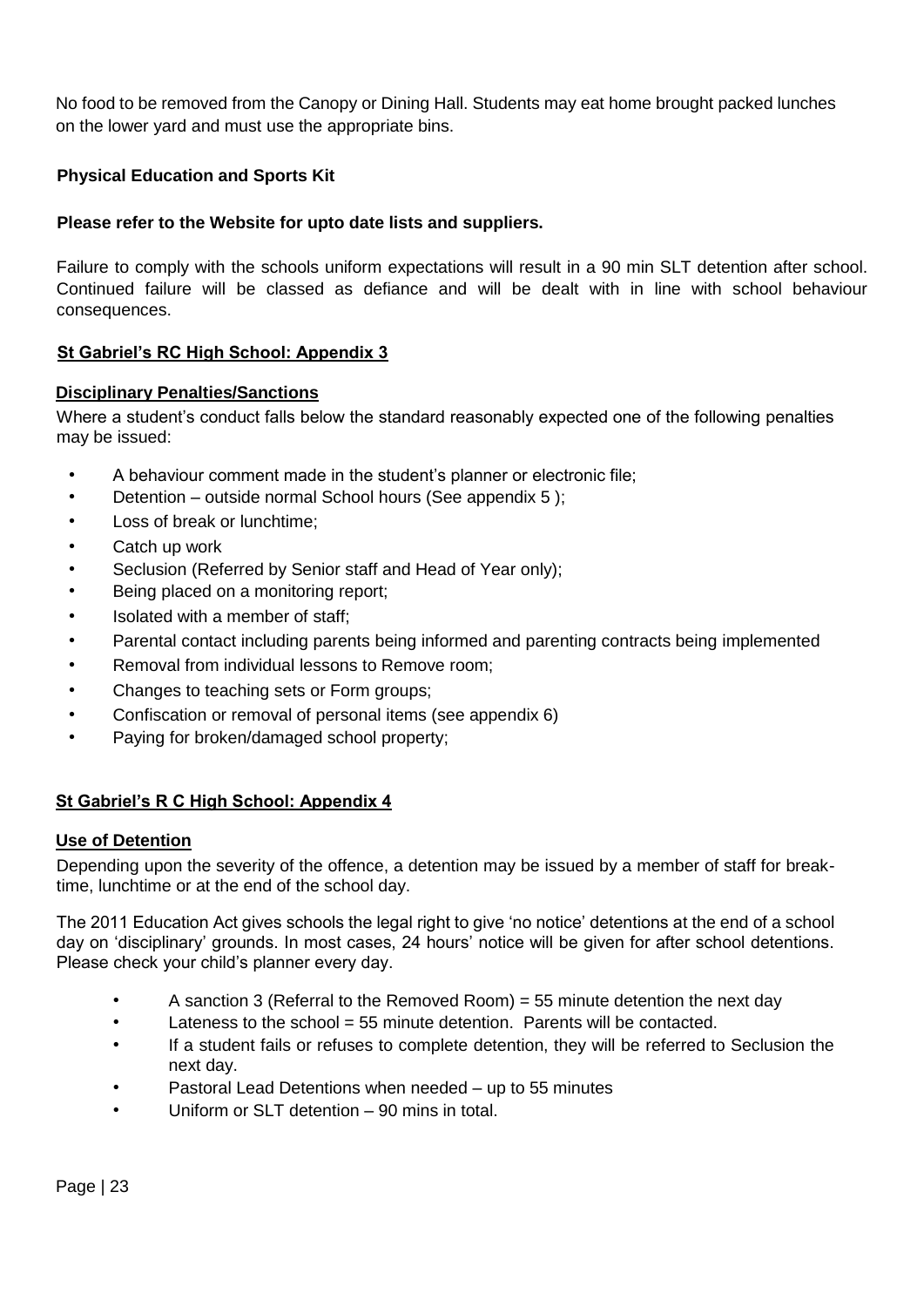No food to be removed from the Canopy or Dining Hall. Students may eat home brought packed lunches on the lower yard and must use the appropriate bins.

**Physical Education and Sports Kit**

**Please refer to the Website for upto date lists and suppliers.**

Failure to comply with the schools uniform expectations will result in a 90 min SLT detention after school. Continued failure will be classed as defiance and will be dealt with in line with school behaviour consequences.

## St Gabriel's RC High School: Appendix 3

### Disciplinary Penalties/Sanctions

Where a student's conduct falls below the standard reasonably expected one of the following penalties may be issued:

- A behaviour comment made in the student's planner or electronic file;
- Detention – outside normal School hours (See appendix 5 );
- Loss of break or lunchtime;
- Catch up work
- Seclusion (Referred by Senior staff and Head of Year only);
- Being placed on a monitoring report;
- Isolated with a member of staff;
- Parental contact including parents being informed and parenting contracts being implemented
- Removal from individual lessons to Remove room;
- Changes to teaching sets or Form groups;
- Confiscation or removal of personal items (see appendix 6)
- Paying for broken/damaged school property;

## St Gabriel's R C High School: Appendix 4

### Use of Detention

Depending upon the severity of the offence, a detention may be issued by a member of staff for break-time, lunchtime or at the end of the school day.

The 2011 Education Act gives schools the legal right to give 'no notice' detentions at the end of a school day on 'disciplinary' grounds. In most cases, 24 hours' notice will be given for after school detentions. Please check your child's planner every day.

- A sanction 3 (Referral to the Removed Room) = 55 minute detention the next day
- Lateness to the school = 55 minute detention. Parents will be contacted.
- If a student fails or refuses to complete detention, they will be referred to Seclusion the next day.
- Pastoral Lead Detentions when needed – up to 55 minutes
- Uniform or SLT detention – 90 mins in total.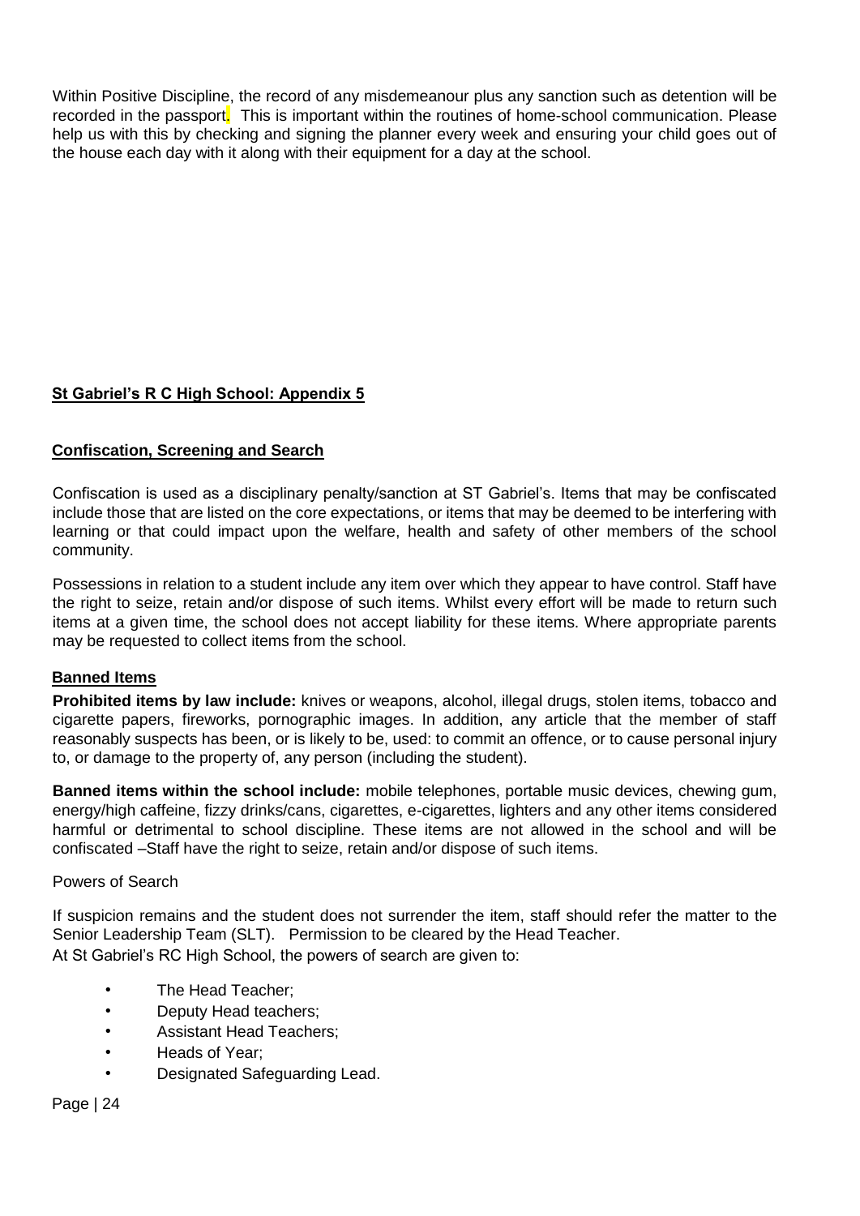Within Positive Discipline, the record of any misdemeanour plus any sanction such as detention will be recorded in the passport. This is important within the routines of home-school communication. Please help us with this by checking and signing the planner every week and ensuring your child goes out of the house each day with it along with their equipment for a day at the school.

## St Gabriel's R C High School: Appendix 5

### Confiscation, Screening and Search

Confiscation is used as a disciplinary penalty/sanction at ST Gabriel's. Items that may be confiscated include those that are listed on the core expectations, or items that may be deemed to be interfering with learning or that could impact upon the welfare, health and safety of other members of the school community.

Possessions in relation to a student include any item over which they appear to have control. Staff have the right to seize, retain and/or dispose of such items. Whilst every effort will be made to return such items at a given time, the school does not accept liability for these items. Where appropriate parents may be requested to collect items from the school.

### Banned Items

**Prohibited items by law include:** knives or weapons, alcohol, illegal drugs, stolen items, tobacco and cigarette papers, fireworks, pornographic images. In addition, any article that the member of staff reasonably suspects has been, or is likely to be, used: to commit an offence, or to cause personal injury to, or damage to the property of, any person (including the student).

**Banned items within the school include:** mobile telephones, portable music devices, chewing gum, energy/high caffeine, fizzy drinks/cans, cigarettes, e-cigarettes, lighters and any other items considered harmful or detrimental to school discipline. These items are not allowed in the school and will be confiscated –Staff have the right to seize, retain and/or dispose of such items.

Powers of Search

If suspicion remains and the student does not surrender the item, staff should refer the matter to the Senior Leadership Team (SLT). Permission to be cleared by the Head Teacher.
At St Gabriel's RC High School, the powers of search are given to:

- The Head Teacher;
- Deputy Head teachers;
- Assistant Head Teachers;
- Heads of Year;
- Designated Safeguarding Lead.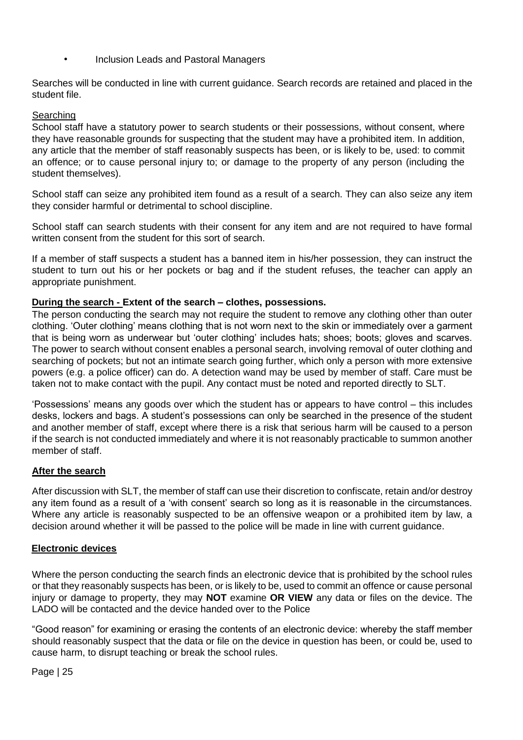- Inclusion Leads and Pastoral Managers

Searches will be conducted in line with current guidance. Search records are retained and placed in the student file.

Searching

School staff have a statutory power to search students or their possessions, without consent, where they have reasonable grounds for suspecting that the student may have a prohibited item. In addition, any article that the member of staff reasonably suspects has been, or is likely to be, used: to commit an offence; or to cause personal injury to; or damage to the property of any person (including the student themselves).

School staff can seize any prohibited item found as a result of a search. They can also seize any item they consider harmful or detrimental to school discipline.

School staff can search students with their consent for any item and are not required to have formal written consent from the student for this sort of search.

If a member of staff suspects a student has a banned item in his/her possession, they can instruct the student to turn out his or her pockets or bag and if the student refuses, the teacher can apply an appropriate punishment.

**During the search - Extent of the search – clothes, possessions.**

The person conducting the search may not require the student to remove any clothing other than outer clothing. 'Outer clothing' means clothing that is not worn next to the skin or immediately over a garment that is being worn as underwear but 'outer clothing' includes hats; shoes; boots; gloves and scarves. The power to search without consent enables a personal search, involving removal of outer clothing and searching of pockets; but not an intimate search going further, which only a person with more extensive powers (e.g. a police officer) can do. A detection wand may be used by member of staff. Care must be taken not to make contact with the pupil. Any contact must be noted and reported directly to SLT.

'Possessions' means any goods over which the student has or appears to have control – this includes desks, lockers and bags. A student's possessions can only be searched in the presence of the student and another member of staff, except where there is a risk that serious harm will be caused to a person if the search is not conducted immediately and where it is not reasonably practicable to summon another member of staff.

**After the search**

After discussion with SLT, the member of staff can use their discretion to confiscate, retain and/or destroy any item found as a result of a 'with consent' search so long as it is reasonable in the circumstances. Where any article is reasonably suspected to be an offensive weapon or a prohibited item by law, a decision around whether it will be passed to the police will be made in line with current guidance.

**Electronic devices**

Where the person conducting the search finds an electronic device that is prohibited by the school rules or that they reasonably suspects has been, or is likely to be, used to commit an offence or cause personal injury or damage to property, they may **NOT** examine **OR VIEW** any data or files on the device. The LADO will be contacted and the device handed over to the Police

"Good reason" for examining or erasing the contents of an electronic device: whereby the staff member should reasonably suspect that the data or file on the device in question has been, or could be, used to cause harm, to disrupt teaching or break the school rules.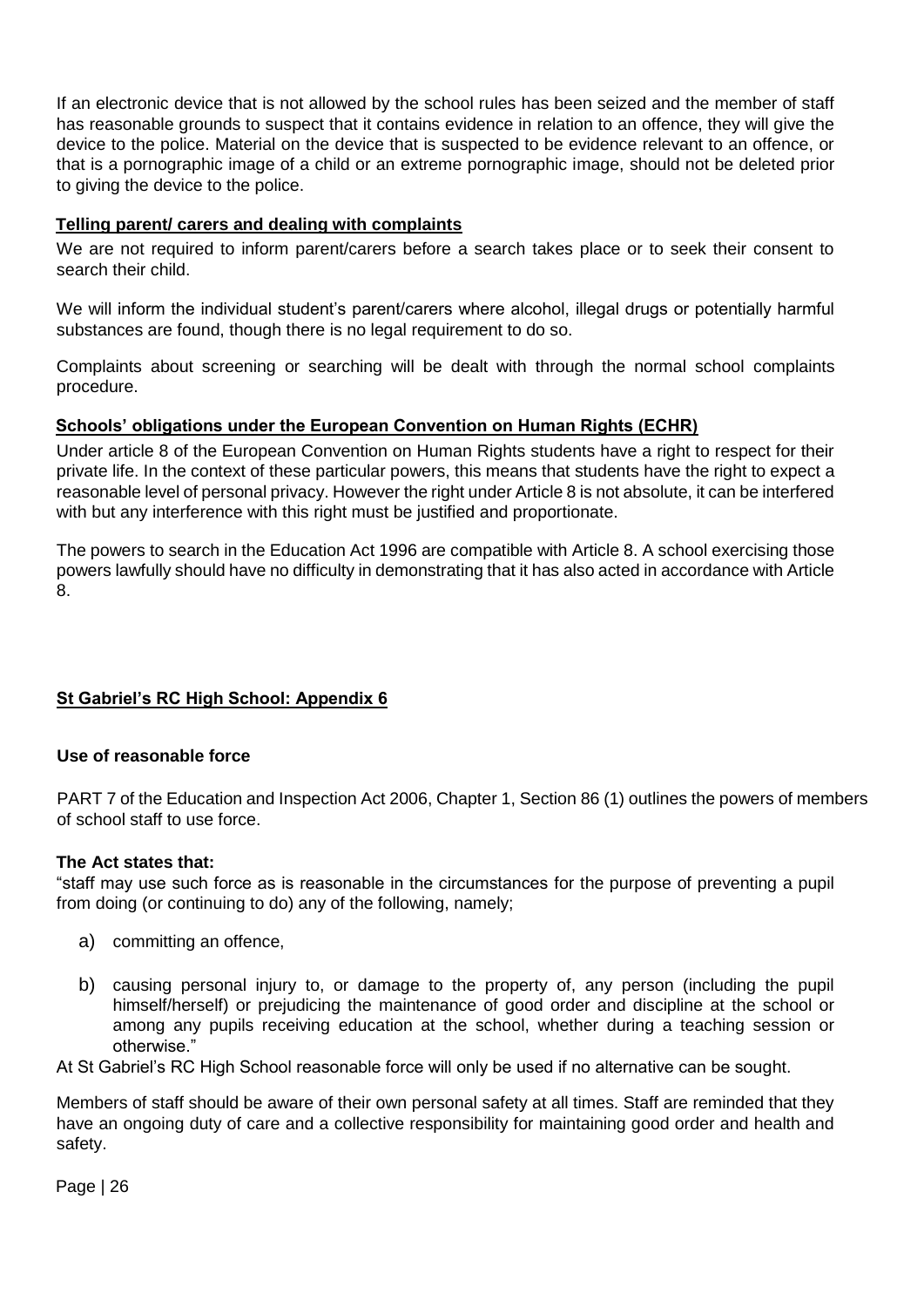If an electronic device that is not allowed by the school rules has been seized and the member of staff has reasonable grounds to suspect that it contains evidence in relation to an offence, they will give the device to the police. Material on the device that is suspected to be evidence relevant to an offence, or that is a pornographic image of a child or an extreme pornographic image, should not be deleted prior to giving the device to the police.

### Telling parent/ carers and dealing with complaints

We are not required to inform parent/carers before a search takes place or to seek their consent to search their child.

We will inform the individual student's parent/carers where alcohol, illegal drugs or potentially harmful substances are found, though there is no legal requirement to do so.

Complaints about screening or searching will be dealt with through the normal school complaints procedure.

### Schools' obligations under the European Convention on Human Rights (ECHR)

Under article 8 of the European Convention on Human Rights students have a right to respect for their private life. In the context of these particular powers, this means that students have the right to expect a reasonable level of personal privacy. However the right under Article 8 is not absolute, it can be interfered with but any interference with this right must be justified and proportionate.

The powers to search in the Education Act 1996 are compatible with Article 8. A school exercising those powers lawfully should have no difficulty in demonstrating that it has also acted in accordance with Article 8.

## St Gabriel's RC High School: Appendix 6

### Use of reasonable force

PART 7 of the Education and Inspection Act 2006, Chapter 1, Section 86 (1) outlines the powers of members of school staff to use force.

**The Act states that:**

"staff may use such force as is reasonable in the circumstances for the purpose of preventing a pupil from doing (or continuing to do) any of the following, namely;

a) committing an offence,

b) causing personal injury to, or damage to the property of, any person (including the pupil himself/herself) or prejudicing the maintenance of good order and discipline at the school or among any pupils receiving education at the school, whether during a teaching session or otherwise."

At St Gabriel's RC High School reasonable force will only be used if no alternative can be sought.

Members of staff should be aware of their own personal safety at all times. Staff are reminded that they have an ongoing duty of care and a collective responsibility for maintaining good order and health and safety.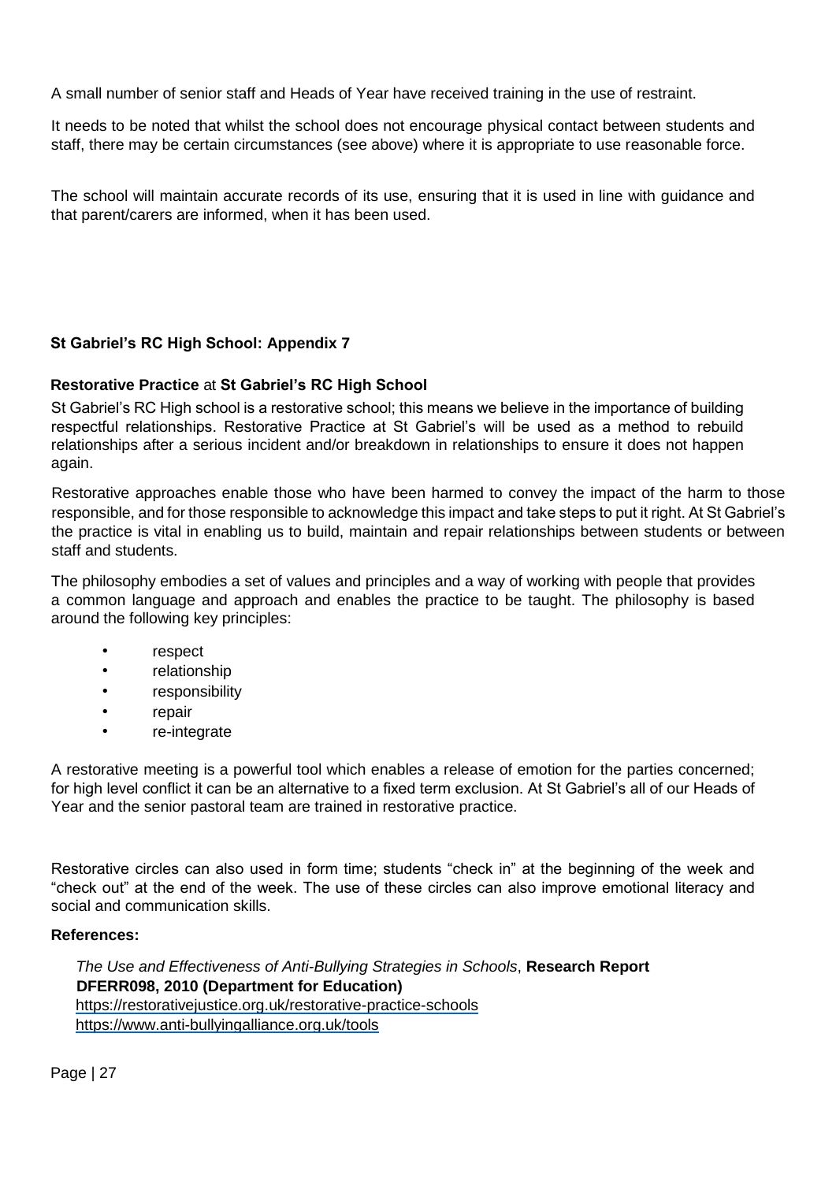A small number of senior staff and Heads of Year have received training in the use of restraint.

It needs to be noted that whilst the school does not encourage physical contact between students and staff, there may be certain circumstances (see above) where it is appropriate to use reasonable force.

The school will maintain accurate records of its use, ensuring that it is used in line with guidance and that parent/carers are informed, when it has been used.

## St Gabriel's RC High School: Appendix 7

### **Restorative Practice** at **St Gabriel's RC High School**

St Gabriel's RC High school is a restorative school; this means we believe in the importance of building respectful relationships. Restorative Practice at St Gabriel's will be used as a method to rebuild relationships after a serious incident and/or breakdown in relationships to ensure it does not happen again.

Restorative approaches enable those who have been harmed to convey the impact of the harm to those responsible, and for those responsible to acknowledge this impact and take steps to put it right. At St Gabriel's the practice is vital in enabling us to build, maintain and repair relationships between students or between staff and students.

The philosophy embodies a set of values and principles and a way of working with people that provides a common language and approach and enables the practice to be taught. The philosophy is based around the following key principles:

- respect
- relationship
- responsibility
- repair
- re-integrate

A restorative meeting is a powerful tool which enables a release of emotion for the parties concerned; for high level conflict it can be an alternative to a fixed term exclusion. At St Gabriel's all of our Heads of Year and the senior pastoral team are trained in restorative practice.

Restorative circles can also used in form time; students "check in" at the beginning of the week and "check out" at the end of the week. The use of these circles can also improve emotional literacy and social and communication skills.

**References:**

*The Use and Effectiveness of Anti-Bullying Strategies in Schools*, **Research Report DFERR098, 2010 (Department for Education)**
https://restorativejustice.org.uk/restorative-practice-schools
https://www.anti-bullyingalliance.org.uk/tools